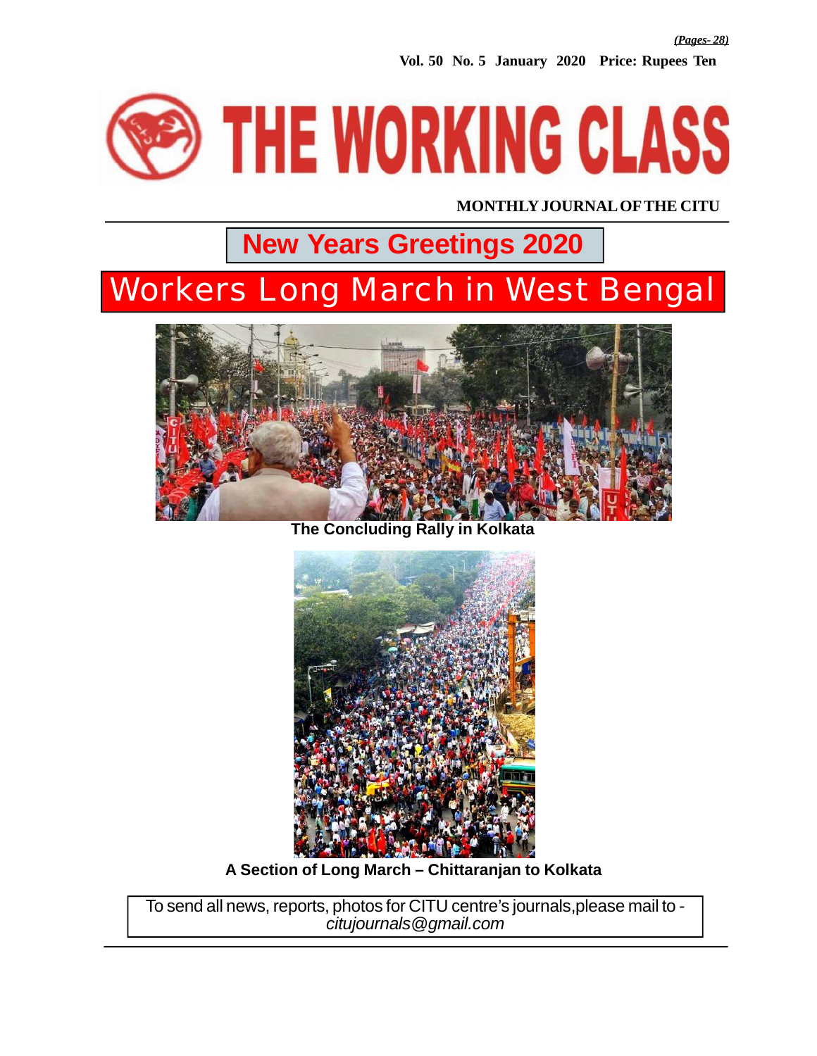*(Pages- 28)*

**Vol. 50 No. 5 January 2020 Price: Rupees Ten**

# THE WORKING CLASS

**MONTHLY JOURNAL OF THE CITU**

## New Years Greetings 2020

# Workers Long March in West Bengal

**The Concluding Rally in Kolkata**

**A Section of Long March – Chittaranjan to Kolkata**

To send all news, reports, photos for CITU centre's journals,please mail to - *citujournals@gmail.com*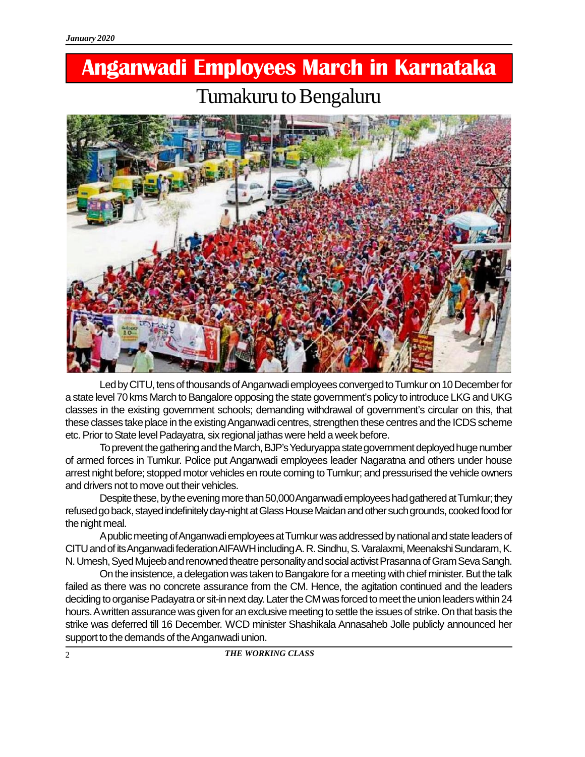// Anganwadi Employees March in Karnataka

# Anganwadi Employees March in Karnataka

## Tumakuru to Bengaluru

Led by CITU, tens of thousands of Anganwadi employees converged to Tumkur on 10 December for a state level 70 kms March to Bangalore opposing the state government's policy to introduce LKG and UKG classes in the existing government schools; demanding withdrawal of government's circular on this, that these classes take place in the existing Anganwadi centres, strengthen these centres and the ICDS scheme etc. Prior to State level Padayatra, six regional jathas were held a week before.

To prevent the gathering and the March, BJP's Yeduryappa state government deployed huge number of armed forces in Tumkur. Police put Anganwadi employees leader Nagaratna and others under house arrest night before; stopped motor vehicles en route coming to Tumkur; and pressurised the vehicle owners and drivers not to move out their vehicles.

Despite these, by the evening more than 50,000 Anganwadi employees had gathered at Tumkur; they refused go back, stayed indefinitely day-night at Glass House Maidan and other such grounds, cooked food for the night meal.

A public meeting of Anganwadi employees at Tumkur was addressed by national and state leaders of CITU and of its Anganwadi federation AIFAWH including A. R. Sindhu, S. Varalaxmi, Meenakshi Sundaram, K. N. Umesh, Syed Mujeeb and renowned theatre personality and social activist Prasanna of Gram Seva Sangh.

On the insistence, a delegation was taken to Bangalore for a meeting with chief minister. But the talk failed as there was no concrete assurance from the CM. Hence, the agitation continued and the leaders deciding to organise Padayatra or sit-in next day. Later the CM was forced to meet the union leaders within 24 hours. A written assurance was given for an exclusive meeting to settle the issues of strike. On that basis the strike was deferred till 16 December. WCD minister Shashikala Annasaheb Jolle publicly announced her support to the demands of the Anganwadi union.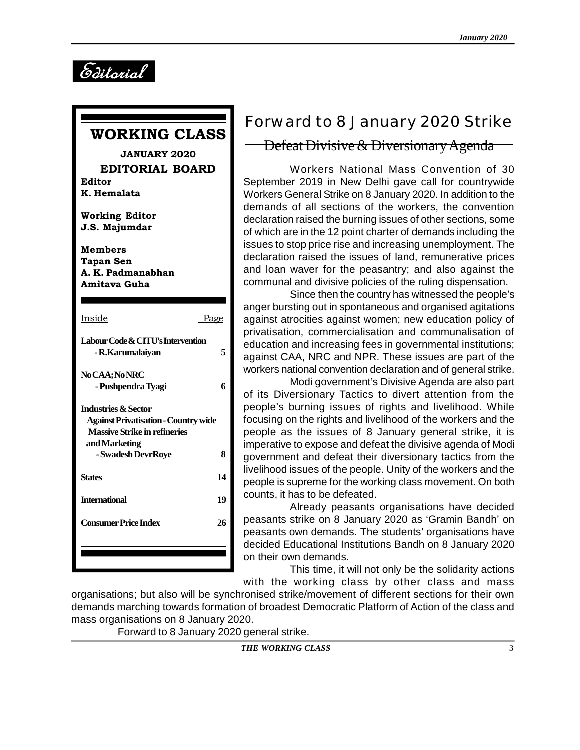# Editorial

**WORKING CLASS**

**JANUARY 2020**

**EDITORIAL BOARD**

**Editor**
**K. Hemalata**

**Working Editor**
**J.S. Majumdar**

**Members**
**Tapan Sen**
**A. K. Padmanabhan**
**Amitava Guha**

| Inside | Page |
| --- | --- |
| **Labour Code & CITU's Intervention** - R.Karumalaiyan | 5 |
| **No CAA; No NRC** - Pushpendra Tyagi | 6 |
| **Industries & Sector** Against Privatisation - Country wide Massive Strike in refineries and Marketing - Swadesh DevrRoye | 8 |
| **States** | 14 |
| **International** | 19 |
| **Consumer Price Index** | 26 |

## Forward to 8 January 2020 Strike

### Defeat Divisive & Diversionary Agenda

Workers National Mass Convention of 30 September 2019 in New Delhi gave call for countrywide Workers General Strike on 8 January 2020. In addition to the demands of all sections of the workers, the convention declaration raised the burning issues of other sections, some of which are in the 12 point charter of demands including the issues to stop price rise and increasing unemployment. The declaration raised the issues of land, remunerative prices and loan waver for the peasantry; and also against the communal and divisive policies of the ruling dispensation.

Since then the country has witnessed the people's anger bursting out in spontaneous and organised agitations against atrocities against women; new education policy of privatisation, commercialisation and communalisation of education and increasing fees in governmental institutions; against CAA, NRC and NPR. These issues are part of the workers national convention declaration and of general strike.

Modi government's Divisive Agenda are also part of its Diversionary Tactics to divert attention from the people's burning issues of rights and livelihood. While focusing on the rights and livelihood of the workers and the people as the issues of 8 January general strike, it is imperative to expose and defeat the divisive agenda of Modi government and defeat their diversionary tactics from the livelihood issues of the people. Unity of the workers and the people is supreme for the working class movement. On both counts, it has to be defeated.

Already peasants organisations have decided peasants strike on 8 January 2020 as 'Gramin Bandh' on peasants own demands. The students' organisations have decided Educational Institutions Bandh on 8 January 2020 on their own demands.

This time, it will not only be the solidarity actions with the working class by other class and mass organisations; but also will be synchronised strike/movement of different sections for their own demands marching towards formation of broadest Democratic Platform of Action of the class and mass organisations on 8 January 2020.

Forward to 8 January 2020 general strike.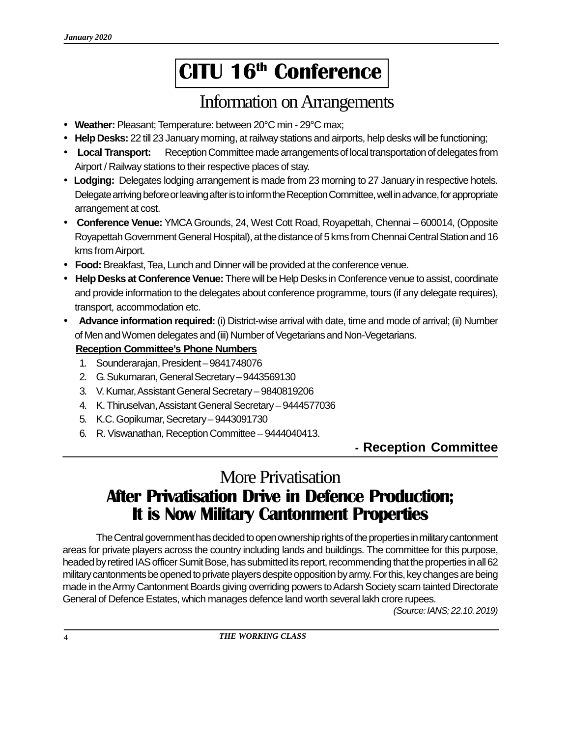# CITU 16th Conference

## Information on Arrangements

- **Weather:** Pleasant; Temperature: between 20°C min - 29°C max;
- **Help Desks:** 22 till 23 January morning, at railway stations and airports, help desks will be functioning;
- **Local Transport:** Reception Committee made arrangements of local transportation of delegates from Airport / Railway stations to their respective places of stay.
- **Lodging:** Delegates lodging arrangement is made from 23 morning to 27 January in respective hotels. Delegate arriving before or leaving after is to inform the Reception Committee, well in advance, for appropriate arrangement at cost.
- **Conference Venue:** YMCA Grounds, 24, West Cott Road, Royapettah, Chennai – 600014, (Opposite Royapettah Government General Hospital), at the distance of 5 kms from Chennai Central Station and 16 kms from Airport.
- **Food:** Breakfast, Tea, Lunch and Dinner will be provided at the conference venue.
- **Help Desks at Conference Venue:** There will be Help Desks in Conference venue to assist, coordinate and provide information to the delegates about conference programme, tours (if any delegate requires), transport, accommodation etc.
- **Advance information required:** (i) District-wise arrival with date, time and mode of arrival; (ii) Number of Men and Women delegates and (iii) Number of Vegetarians and Non-Vegetarians.

**Reception Committee's Phone Numbers**

1. Sounderarajan, President – 9841748076
2. G. Sukumaran, General Secretary – 9443569130
3. V. Kumar, Assistant General Secretary – 9840819206
4. K. Thiruselvan, Assistant General Secretary – 9444577036
5. K.C. Gopikumar, Secretary – 9443091730
6. R. Viswanathan, Reception Committee – 9444040413.

**- Reception Committee**

---

## More Privatisation

# After Privatisation Drive in Defence Production; It is Now Military Cantonment Properties

The Central government has decided to open ownership rights of the properties in military cantonment areas for private players across the country including lands and buildings. The committee for this purpose, headed by retired IAS officer Sumit Bose, has submitted its report, recommending that the properties in all 62 military cantonments be opened to private players despite opposition by army. For this, key changes are being made in the Army Cantonment Boards giving overriding powers to Adarsh Society scam tainted Directorate General of Defence Estates, which manages defence land worth several lakh crore rupees.

*(Source: IANS; 22.10. 2019)*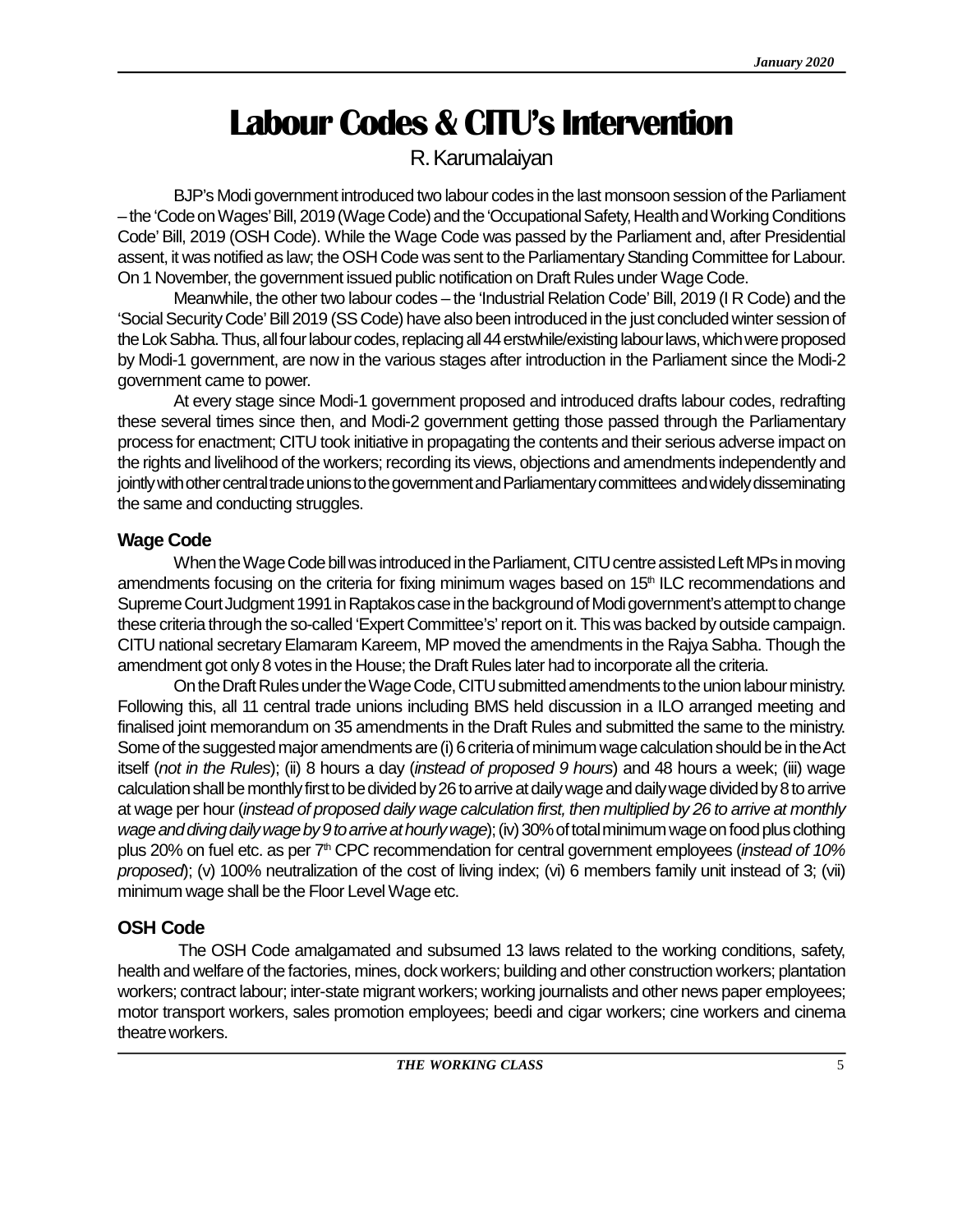# Labour Codes & CITU's Intervention

R. Karumalaiyan

BJP's Modi government introduced two labour codes in the last monsoon session of the Parliament – the 'Code on Wages' Bill, 2019 (Wage Code) and the 'Occupational Safety, Health and Working Conditions Code' Bill, 2019 (OSH Code). While the Wage Code was passed by the Parliament and, after Presidential assent, it was notified as law; the OSH Code was sent to the Parliamentary Standing Committee for Labour. On 1 November, the government issued public notification on Draft Rules under Wage Code.

Meanwhile, the other two labour codes – the 'Industrial Relation Code' Bill, 2019 (I R Code) and the 'Social Security Code' Bill 2019 (SS Code) have also been introduced in the just concluded winter session of the Lok Sabha. Thus, all four labour codes, replacing all 44 erstwhile/existing labour laws, which were proposed by Modi-1 government, are now in the various stages after introduction in the Parliament since the Modi-2 government came to power.

At every stage since Modi-1 government proposed and introduced drafts labour codes, redrafting these several times since then, and Modi-2 government getting those passed through the Parliamentary process for enactment; CITU took initiative in propagating the contents and their serious adverse impact on the rights and livelihood of the workers; recording its views, objections and amendments independently and jointly with other central trade unions to the government and Parliamentary committees and widely disseminating the same and conducting struggles.

## Wage Code

When the Wage Code bill was introduced in the Parliament, CITU centre assisted Left MPs in moving amendments focusing on the criteria for fixing minimum wages based on 15th ILC recommendations and Supreme Court Judgment 1991 in Raptakos case in the background of Modi government's attempt to change these criteria through the so-called 'Expert Committee's' report on it. This was backed by outside campaign. CITU national secretary Elamaram Kareem, MP moved the amendments in the Rajya Sabha. Though the amendment got only 8 votes in the House; the Draft Rules later had to incorporate all the criteria.

On the Draft Rules under the Wage Code, CITU submitted amendments to the union labour ministry. Following this, all 11 central trade unions including BMS held discussion in a ILO arranged meeting and finalised joint memorandum on 35 amendments in the Draft Rules and submitted the same to the ministry. Some of the suggested major amendments are (i) 6 criteria of minimum wage calculation should be in the Act itself (*not in the Rules*); (ii) 8 hours a day (*instead of proposed 9 hours*) and 48 hours a week; (iii) wage calculation shall be monthly first to be divided by 26 to arrive at daily wage and daily wage divided by 8 to arrive at wage per hour (*instead of proposed daily wage calculation first, then multiplied by 26 to arrive at monthly wage and diving daily wage by 9 to arrive at hourly wage*); (iv) 30% of total minimum wage on food plus clothing plus 20% on fuel etc. as per 7th CPC recommendation for central government employees (*instead of 10% proposed*); (v) 100% neutralization of the cost of living index; (vi) 6 members family unit instead of 3; (vii) minimum wage shall be the Floor Level Wage etc.

## OSH Code

The OSH Code amalgamated and subsumed 13 laws related to the working conditions, safety, health and welfare of the factories, mines, dock workers; building and other construction workers; plantation workers; contract labour; inter-state migrant workers; working journalists and other news paper employees; motor transport workers, sales promotion employees; beedi and cigar workers; cine workers and cinema theatre workers.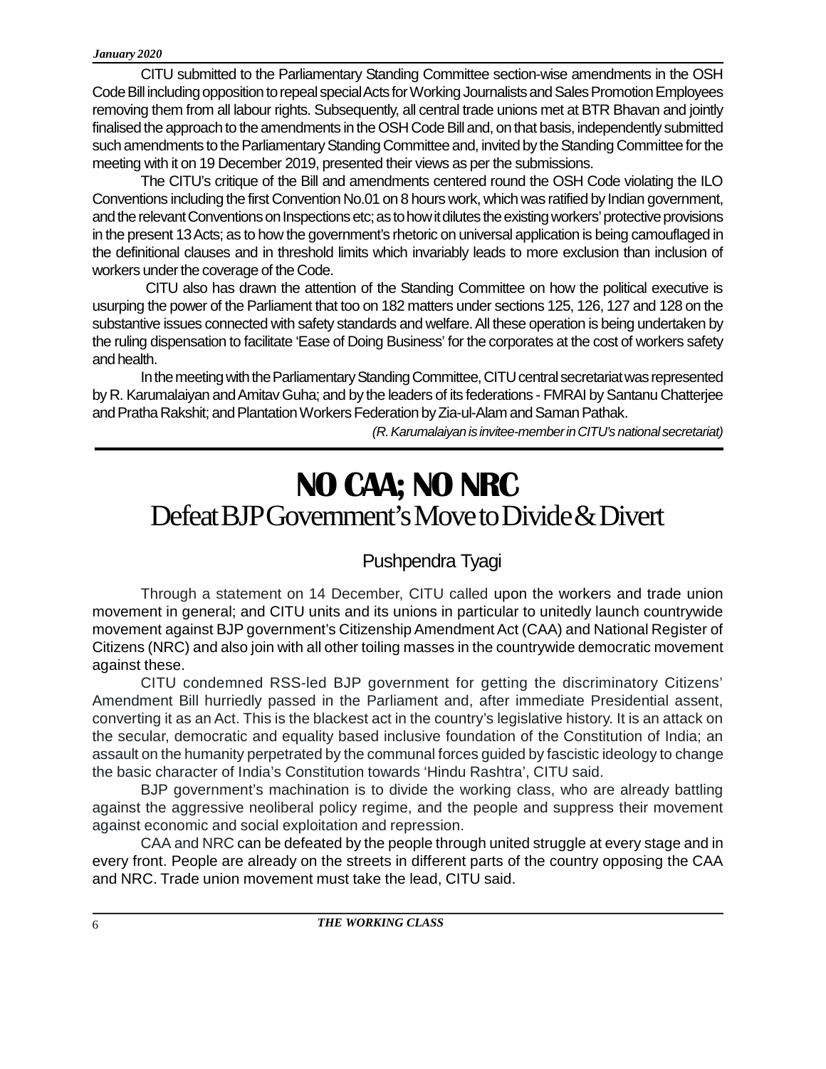CITU submitted to the Parliamentary Standing Committee section-wise amendments in the OSH Code Bill including opposition to repeal special Acts for Working Journalists and Sales Promotion Employees removing them from all labour rights. Subsequently, all central trade unions met at BTR Bhavan and jointly finalised the approach to the amendments in the OSH Code Bill and, on that basis, independently submitted such amendments to the Parliamentary Standing Committee and, invited by the Standing Committee for the meeting with it on 19 December 2019, presented their views as per the submissions.

The CITU's critique of the Bill and amendments centered round the OSH Code violating the ILO Conventions including the first Convention No.01 on 8 hours work, which was ratified by Indian government, and the relevant Conventions on Inspections etc; as to how it dilutes the existing workers' protective provisions in the present 13 Acts; as to how the government's rhetoric on universal application is being camouflaged in the definitional clauses and in threshold limits which invariably leads to more exclusion than inclusion of workers under the coverage of the Code.

CITU also has drawn the attention of the Standing Committee on how the political executive is usurping the power of the Parliament that too on 182 matters under sections 125, 126, 127 and 128 on the substantive issues connected with safety standards and welfare. All these operation is being undertaken by the ruling dispensation to facilitate 'Ease of Doing Business' for the corporates at the cost of workers safety and health.

In the meeting with the Parliamentary Standing Committee, CITU central secretariat was represented by R. Karumalaiyan and Amitav Guha; and by the leaders of its federations - FMRAI by Santanu Chatterjee and Pratha Rakshit; and Plantation Workers Federation by Zia-ul-Alam and Saman Pathak.

*(R. Karumalaiyan is invitee-member in CITU's national secretariat)*

---

# NO CAA; NO NRC

## Defeat BJP Government's Move to Divide & Divert

### Pushpendra Tyagi

Through a statement on 14 December, CITU called upon the workers and trade union movement in general; and CITU units and its unions in particular to unitedly launch countrywide movement against BJP government's Citizenship Amendment Act (CAA) and National Register of Citizens (NRC) and also join with all other toiling masses in the countrywide democratic movement against these.

CITU condemned RSS-led BJP government for getting the discriminatory Citizens' Amendment Bill hurriedly passed in the Parliament and, after immediate Presidential assent, converting it as an Act. This is the blackest act in the country's legislative history. It is an attack on the secular, democratic and equality based inclusive foundation of the Constitution of India; an assault on the humanity perpetrated by the communal forces guided by fascistic ideology to change the basic character of India's Constitution towards 'Hindu Rashtra', CITU said.

BJP government's machination is to divide the working class, who are already battling against the aggressive neoliberal policy regime, and the people and suppress their movement against economic and social exploitation and repression.

CAA and NRC can be defeated by the people through united struggle at every stage and in every front. People are already on the streets in different parts of the country opposing the CAA and NRC. Trade union movement must take the lead, CITU said.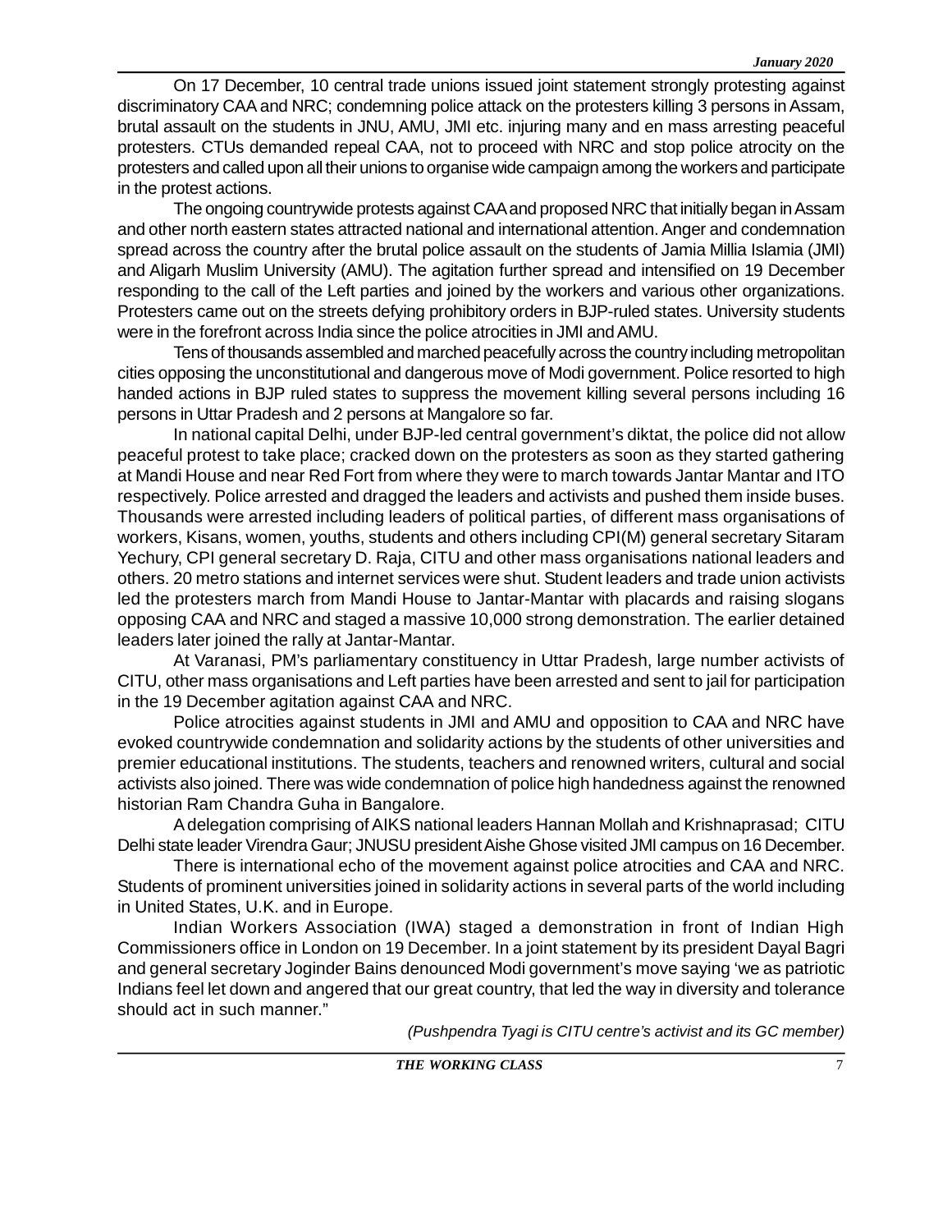On 17 December, 10 central trade unions issued joint statement strongly protesting against discriminatory CAA and NRC; condemning police attack on the protesters killing 3 persons in Assam, brutal assault on the students in JNU, AMU, JMI etc. injuring many and en mass arresting peaceful protesters. CTUs demanded repeal CAA, not to proceed with NRC and stop police atrocity on the protesters and called upon all their unions to organise wide campaign among the workers and participate in the protest actions.

The ongoing countrywide protests against CAA and proposed NRC that initially began in Assam and other north eastern states attracted national and international attention. Anger and condemnation spread across the country after the brutal police assault on the students of Jamia Millia Islamia (JMI) and Aligarh Muslim University (AMU). The agitation further spread and intensified on 19 December responding to the call of the Left parties and joined by the workers and various other organizations. Protesters came out on the streets defying prohibitory orders in BJP-ruled states. University students were in the forefront across India since the police atrocities in JMI and AMU.

Tens of thousands assembled and marched peacefully across the country including metropolitan cities opposing the unconstitutional and dangerous move of Modi government. Police resorted to high handed actions in BJP ruled states to suppress the movement killing several persons including 16 persons in Uttar Pradesh and 2 persons at Mangalore so far.

In national capital Delhi, under BJP-led central government's diktat, the police did not allow peaceful protest to take place; cracked down on the protesters as soon as they started gathering at Mandi House and near Red Fort from where they were to march towards Jantar Mantar and ITO respectively. Police arrested and dragged the leaders and activists and pushed them inside buses. Thousands were arrested including leaders of political parties, of different mass organisations of workers, Kisans, women, youths, students and others including CPI(M) general secretary Sitaram Yechury, CPI general secretary D. Raja, CITU and other mass organisations national leaders and others. 20 metro stations and internet services were shut. Student leaders and trade union activists led the protesters march from Mandi House to Jantar-Mantar with placards and raising slogans opposing CAA and NRC and staged a massive 10,000 strong demonstration. The earlier detained leaders later joined the rally at Jantar-Mantar.

At Varanasi, PM's parliamentary constituency in Uttar Pradesh, large number activists of CITU, other mass organisations and Left parties have been arrested and sent to jail for participation in the 19 December agitation against CAA and NRC.

Police atrocities against students in JMI and AMU and opposition to CAA and NRC have evoked countrywide condemnation and solidarity actions by the students of other universities and premier educational institutions. The students, teachers and renowned writers, cultural and social activists also joined. There was wide condemnation of police high handedness against the renowned historian Ram Chandra Guha in Bangalore.

A delegation comprising of AIKS national leaders Hannan Mollah and Krishnaprasad; CITU Delhi state leader Virendra Gaur; JNUSU president Aishe Ghose visited JMI campus on 16 December.

There is international echo of the movement against police atrocities and CAA and NRC. Students of prominent universities joined in solidarity actions in several parts of the world including in United States, U.K. and in Europe.

Indian Workers Association (IWA) staged a demonstration in front of Indian High Commissioners office in London on 19 December. In a joint statement by its president Dayal Bagri and general secretary Joginder Bains denounced Modi government's move saying 'we as patriotic Indians feel let down and angered that our great country, that led the way in diversity and tolerance should act in such manner."

*(Pushpendra Tyagi is CITU centre's activist and its GC member)*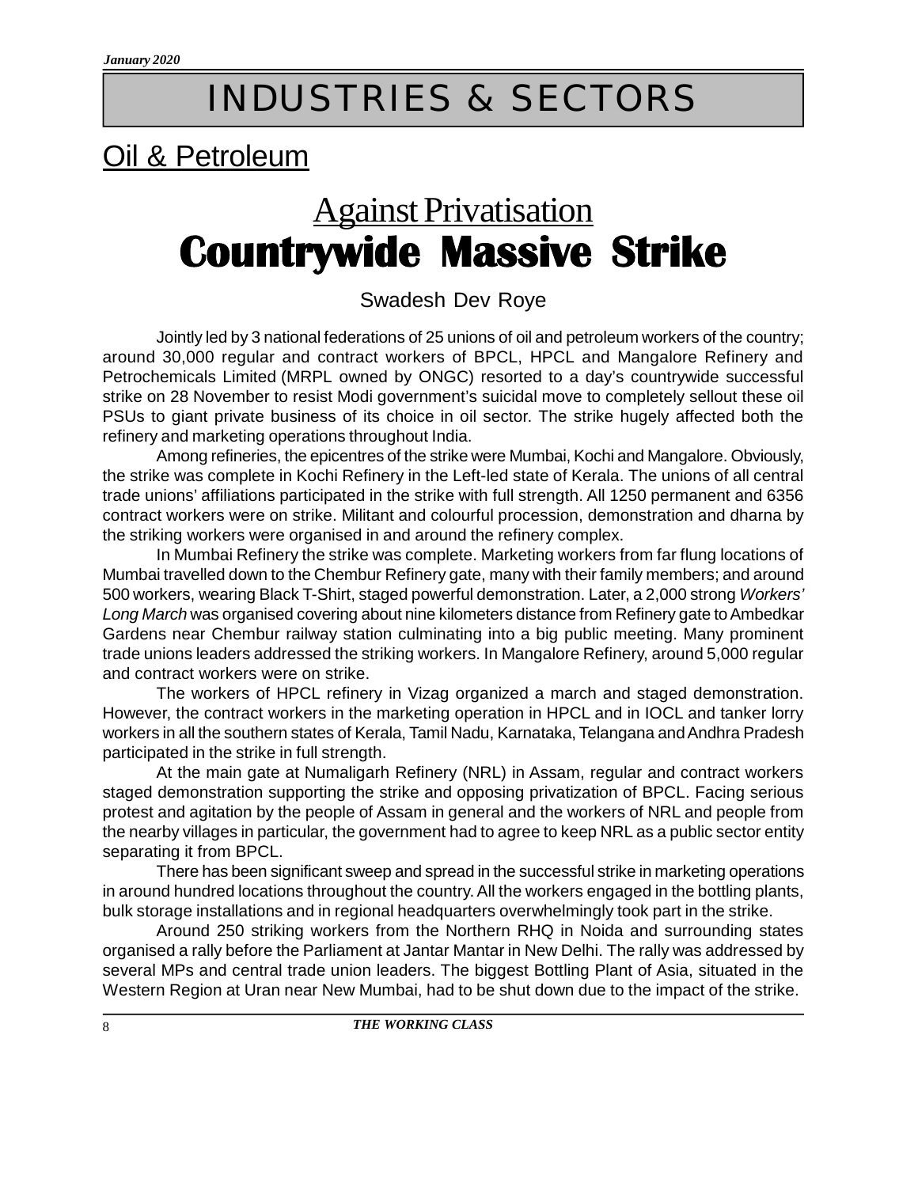# INDUSTRIES & SECTORS

## Oil & Petroleum

# Against Privatisation
# Countrywide Massive Strike

Swadesh Dev Roye

Jointly led by 3 national federations of 25 unions of oil and petroleum workers of the country; around 30,000 regular and contract workers of BPCL, HPCL and Mangalore Refinery and Petrochemicals Limited (MRPL owned by ONGC) resorted to a day's countrywide successful strike on 28 November to resist Modi government's suicidal move to completely sellout these oil PSUs to giant private business of its choice in oil sector. The strike hugely affected both the refinery and marketing operations throughout India.

Among refineries, the epicentres of the strike were Mumbai, Kochi and Mangalore. Obviously, the strike was complete in Kochi Refinery in the Left-led state of Kerala. The unions of all central trade unions' affiliations participated in the strike with full strength. All 1250 permanent and 6356 contract workers were on strike. Militant and colourful procession, demonstration and dharna by the striking workers were organised in and around the refinery complex.

In Mumbai Refinery the strike was complete. Marketing workers from far flung locations of Mumbai travelled down to the Chembur Refinery gate, many with their family members; and around 500 workers, wearing Black T-Shirt, staged powerful demonstration. Later, a 2,000 strong *Workers' Long March* was organised covering about nine kilometers distance from Refinery gate to Ambedkar Gardens near Chembur railway station culminating into a big public meeting. Many prominent trade unions leaders addressed the striking workers. In Mangalore Refinery, around 5,000 regular and contract workers were on strike.

The workers of HPCL refinery in Vizag organized a march and staged demonstration. However, the contract workers in the marketing operation in HPCL and in IOCL and tanker lorry workers in all the southern states of Kerala, Tamil Nadu, Karnataka, Telangana and Andhra Pradesh participated in the strike in full strength.

At the main gate at Numaligarh Refinery (NRL) in Assam, regular and contract workers staged demonstration supporting the strike and opposing privatization of BPCL. Facing serious protest and agitation by the people of Assam in general and the workers of NRL and people from the nearby villages in particular, the government had to agree to keep NRL as a public sector entity separating it from BPCL.

There has been significant sweep and spread in the successful strike in marketing operations in around hundred locations throughout the country. All the workers engaged in the bottling plants, bulk storage installations and in regional headquarters overwhelmingly took part in the strike.

Around 250 striking workers from the Northern RHQ in Noida and surrounding states organised a rally before the Parliament at Jantar Mantar in New Delhi. The rally was addressed by several MPs and central trade union leaders. The biggest Bottling Plant of Asia, situated in the Western Region at Uran near New Mumbai, had to be shut down due to the impact of the strike.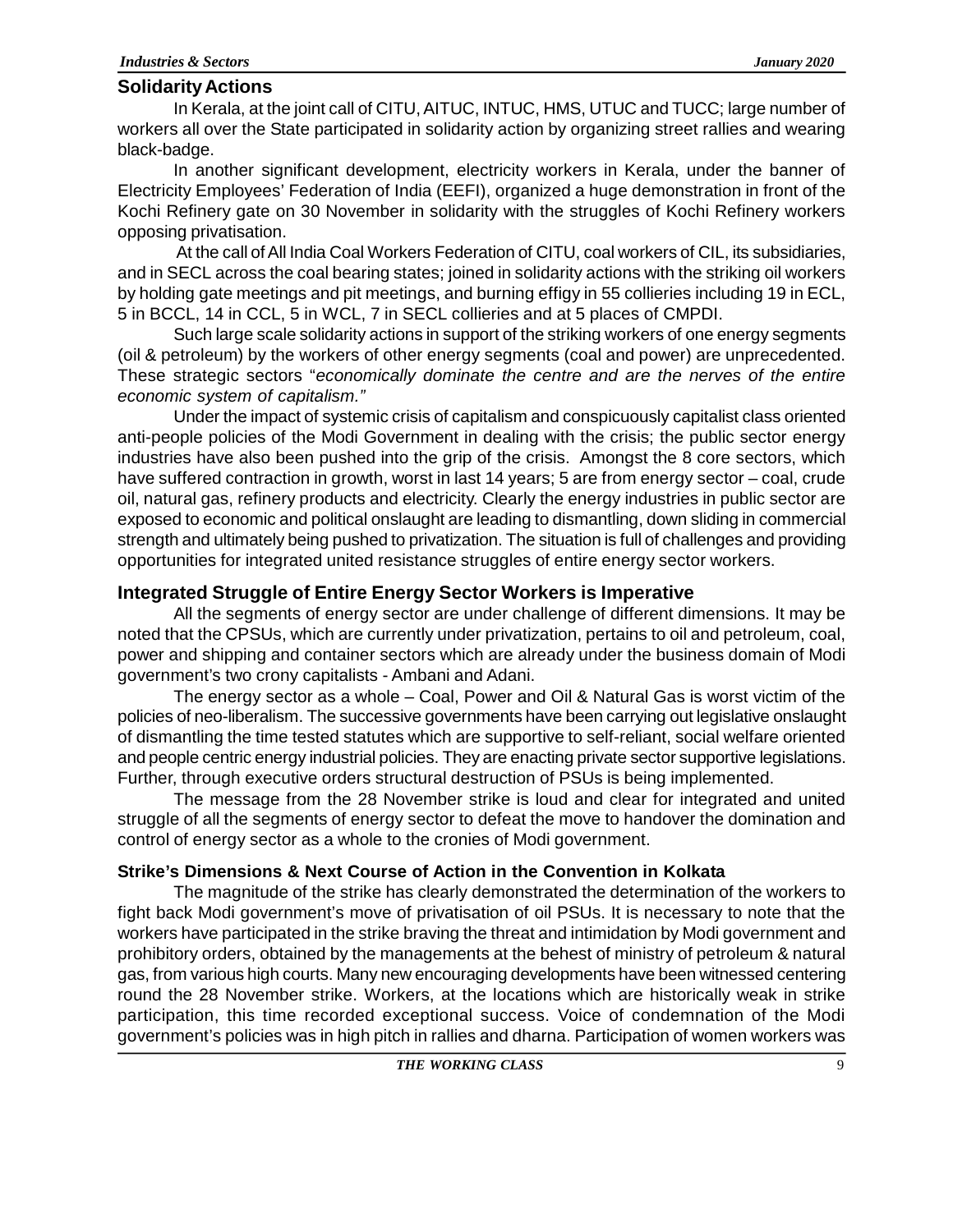## Solidarity Actions

In Kerala, at the joint call of CITU, AITUC, INTUC, HMS, UTUC and TUCC; large number of workers all over the State participated in solidarity action by organizing street rallies and wearing black-badge.

In another significant development, electricity workers in Kerala, under the banner of Electricity Employees' Federation of India (EEFI), organized a huge demonstration in front of the Kochi Refinery gate on 30 November in solidarity with the struggles of Kochi Refinery workers opposing privatisation.

At the call of All India Coal Workers Federation of CITU, coal workers of CIL, its subsidiaries, and in SECL across the coal bearing states; joined in solidarity actions with the striking oil workers by holding gate meetings and pit meetings, and burning effigy in 55 collieries including 19 in ECL, 5 in BCCL, 14 in CCL, 5 in WCL, 7 in SECL collieries and at 5 places of CMPDI.

Such large scale solidarity actions in support of the striking workers of one energy segments (oil & petroleum) by the workers of other energy segments (coal and power) are unprecedented. These strategic sectors "*economically dominate the centre and are the nerves of the entire economic system of capitalism.*"

Under the impact of systemic crisis of capitalism and conspicuously capitalist class oriented anti-people policies of the Modi Government in dealing with the crisis; the public sector energy industries have also been pushed into the grip of the crisis. Amongst the 8 core sectors, which have suffered contraction in growth, worst in last 14 years; 5 are from energy sector – coal, crude oil, natural gas, refinery products and electricity. Clearly the energy industries in public sector are exposed to economic and political onslaught are leading to dismantling, down sliding in commercial strength and ultimately being pushed to privatization. The situation is full of challenges and providing opportunities for integrated united resistance struggles of entire energy sector workers.

## Integrated Struggle of Entire Energy Sector Workers is Imperative

All the segments of energy sector are under challenge of different dimensions. It may be noted that the CPSUs, which are currently under privatization, pertains to oil and petroleum, coal, power and shipping and container sectors which are already under the business domain of Modi government's two crony capitalists - Ambani and Adani.

The energy sector as a whole – Coal, Power and Oil & Natural Gas is worst victim of the policies of neo-liberalism. The successive governments have been carrying out legislative onslaught of dismantling the time tested statutes which are supportive to self-reliant, social welfare oriented and people centric energy industrial policies. They are enacting private sector supportive legislations. Further, through executive orders structural destruction of PSUs is being implemented.

The message from the 28 November strike is loud and clear for integrated and united struggle of all the segments of energy sector to defeat the move to handover the domination and control of energy sector as a whole to the cronies of Modi government.

### Strike's Dimensions & Next Course of Action in the Convention in Kolkata

The magnitude of the strike has clearly demonstrated the determination of the workers to fight back Modi government's move of privatisation of oil PSUs. It is necessary to note that the workers have participated in the strike braving the threat and intimidation by Modi government and prohibitory orders, obtained by the managements at the behest of ministry of petroleum & natural gas, from various high courts. Many new encouraging developments have been witnessed centering round the 28 November strike. Workers, at the locations which are historically weak in strike participation, this time recorded exceptional success. Voice of condemnation of the Modi government's policies was in high pitch in rallies and dharna. Participation of women workers was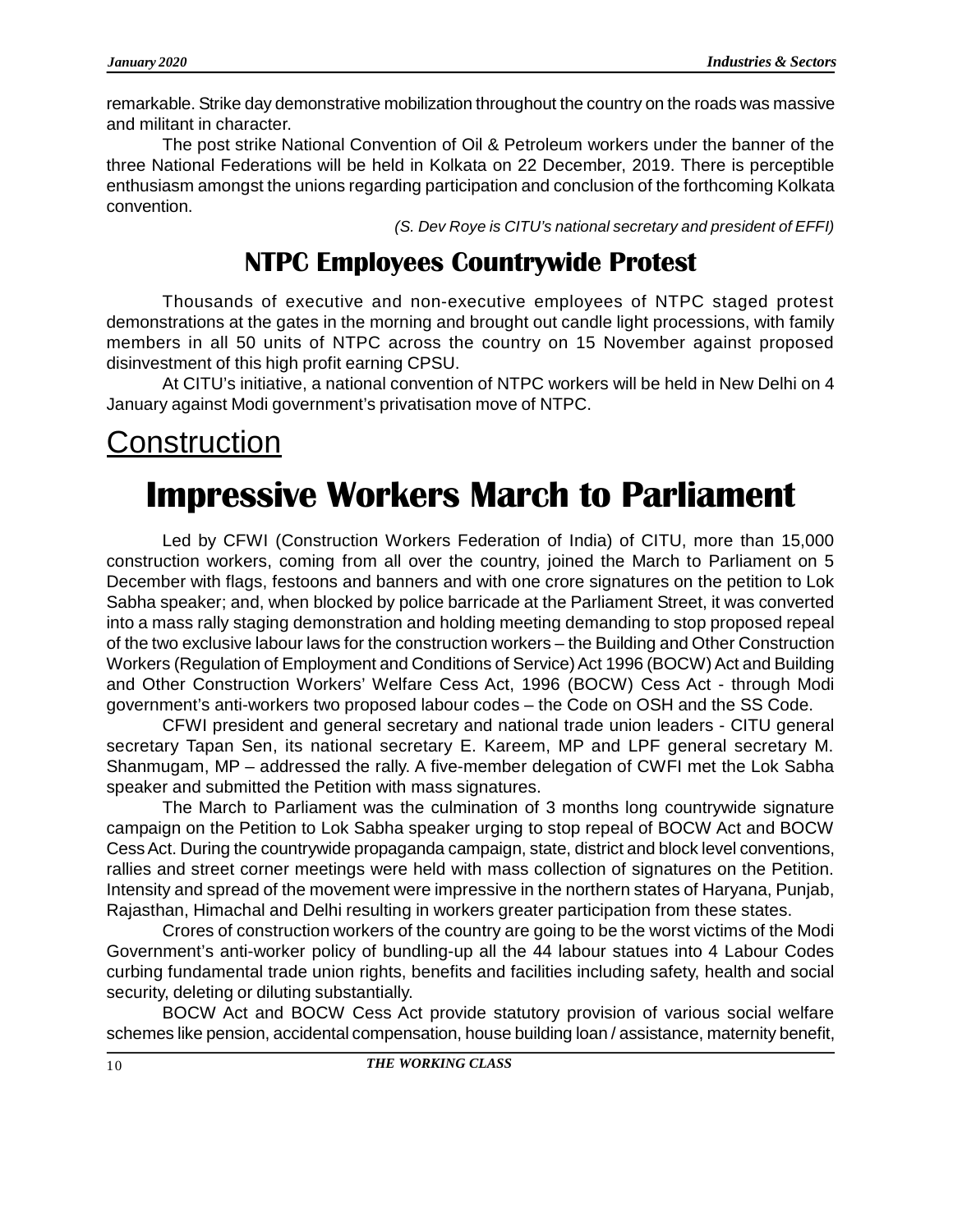remarkable. Strike day demonstrative mobilization throughout the country on the roads was massive and militant in character.

The post strike National Convention of Oil & Petroleum workers under the banner of the three National Federations will be held in Kolkata on 22 December, 2019. There is perceptible enthusiasm amongst the unions regarding participation and conclusion of the forthcoming Kolkata convention.

*(S. Dev Roye is CITU's national secretary and president of EFFI)*

## NTPC Employees Countrywide Protest

Thousands of executive and non-executive employees of NTPC staged protest demonstrations at the gates in the morning and brought out candle light processions, with family members in all 50 units of NTPC across the country on 15 November against proposed disinvestment of this high profit earning CPSU.

At CITU's initiative, a national convention of NTPC workers will be held in New Delhi on 4 January against Modi government's privatisation move of NTPC.

# Construction

# Impressive Workers March to Parliament

Led by CFWI (Construction Workers Federation of India) of CITU, more than 15,000 construction workers, coming from all over the country, joined the March to Parliament on 5 December with flags, festoons and banners and with one crore signatures on the petition to Lok Sabha speaker; and, when blocked by police barricade at the Parliament Street, it was converted into a mass rally staging demonstration and holding meeting demanding to stop proposed repeal of the two exclusive labour laws for the construction workers – the Building and Other Construction Workers (Regulation of Employment and Conditions of Service) Act 1996 (BOCW) Act and Building and Other Construction Workers' Welfare Cess Act, 1996 (BOCW) Cess Act - through Modi government's anti-workers two proposed labour codes – the Code on OSH and the SS Code.

CFWI president and general secretary and national trade union leaders - CITU general secretary Tapan Sen, its national secretary E. Kareem, MP and LPF general secretary M. Shanmugam, MP – addressed the rally. A five-member delegation of CWFI met the Lok Sabha speaker and submitted the Petition with mass signatures.

The March to Parliament was the culmination of 3 months long countrywide signature campaign on the Petition to Lok Sabha speaker urging to stop repeal of BOCW Act and BOCW Cess Act. During the countrywide propaganda campaign, state, district and block level conventions, rallies and street corner meetings were held with mass collection of signatures on the Petition. Intensity and spread of the movement were impressive in the northern states of Haryana, Punjab, Rajasthan, Himachal and Delhi resulting in workers greater participation from these states.

Crores of construction workers of the country are going to be the worst victims of the Modi Government's anti-worker policy of bundling-up all the 44 labour statues into 4 Labour Codes curbing fundamental trade union rights, benefits and facilities including safety, health and social security, deleting or diluting substantially.

BOCW Act and BOCW Cess Act provide statutory provision of various social welfare schemes like pension, accidental compensation, house building loan / assistance, maternity benefit,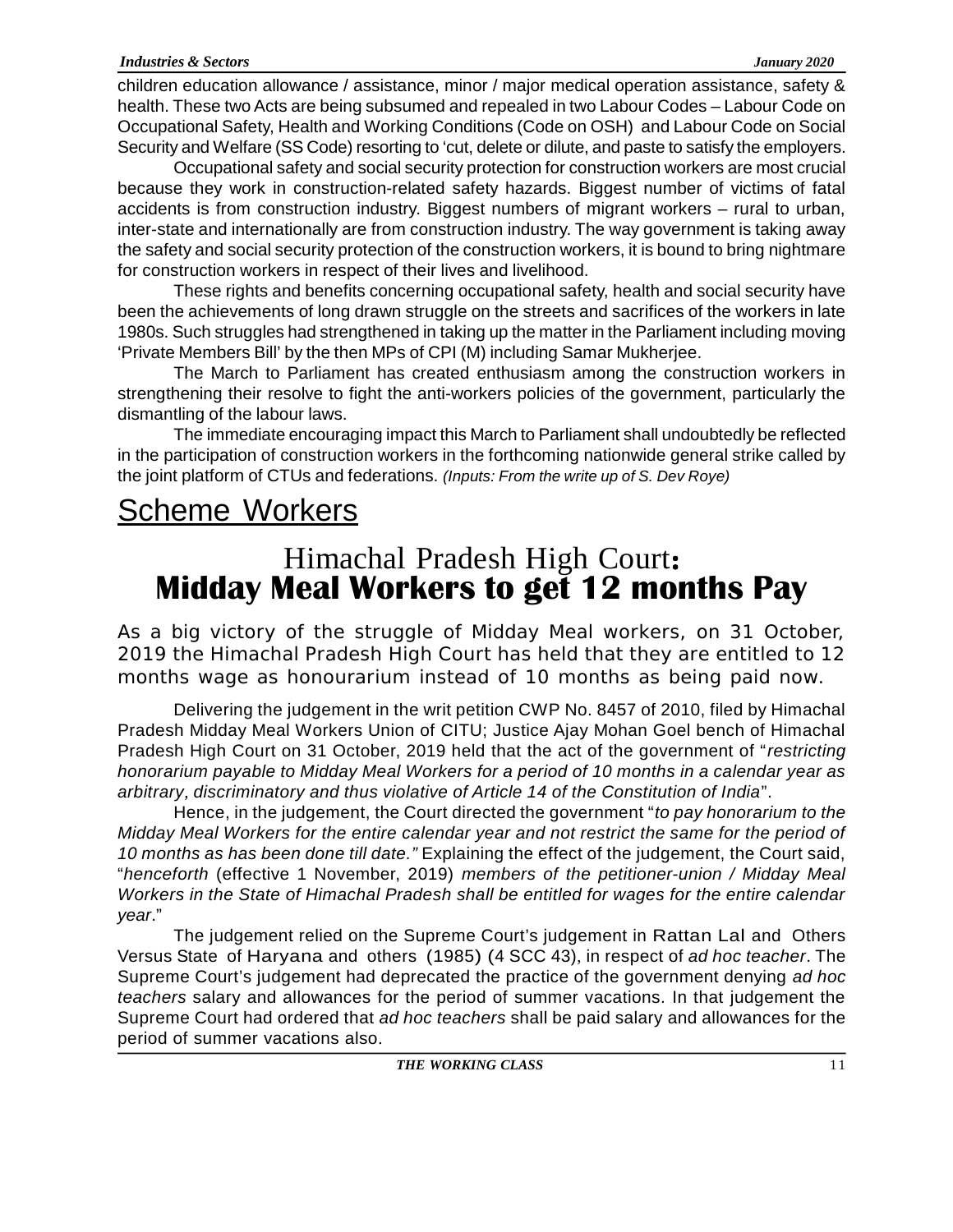children education allowance / assistance, minor / major medical operation assistance, safety & health. These two Acts are being subsumed and repealed in two Labour Codes – Labour Code on Occupational Safety, Health and Working Conditions (Code on OSH) and Labour Code on Social Security and Welfare (SS Code) resorting to 'cut, delete or dilute, and paste to satisfy the employers.

Occupational safety and social security protection for construction workers are most crucial because they work in construction-related safety hazards. Biggest number of victims of fatal accidents is from construction industry. Biggest numbers of migrant workers – rural to urban, inter-state and internationally are from construction industry. The way government is taking away the safety and social security protection of the construction workers, it is bound to bring nightmare for construction workers in respect of their lives and livelihood.

These rights and benefits concerning occupational safety, health and social security have been the achievements of long drawn struggle on the streets and sacrifices of the workers in late 1980s. Such struggles had strengthened in taking up the matter in the Parliament including moving 'Private Members Bill' by the then MPs of CPI (M) including Samar Mukherjee.

The March to Parliament has created enthusiasm among the construction workers in strengthening their resolve to fight the anti-workers policies of the government, particularly the dismantling of the labour laws.

The immediate encouraging impact this March to Parliament shall undoubtedly be reflected in the participation of construction workers in the forthcoming nationwide general strike called by the joint platform of CTUs and federations. *(Inputs: From the write up of S. Dev Roye)*

# Scheme Workers

## Himachal Pradesh High Court: **Midday Meal Workers to get 12 months Pay**

As a big victory of the struggle of Midday Meal workers, on 31 October, 2019 the Himachal Pradesh High Court has held that they are entitled to 12 months wage as honourarium instead of 10 months as being paid now.

Delivering the judgement in the writ petition CWP No. 8457 of 2010, filed by Himachal Pradesh Midday Meal Workers Union of CITU; Justice Ajay Mohan Goel bench of Himachal Pradesh High Court on 31 October, 2019 held that the act of the government of "*restricting honorarium payable to Midday Meal Workers for a period of 10 months in a calendar year as arbitrary, discriminatory and thus violative of Article 14 of the Constitution of India*".

Hence, in the judgement, the Court directed the government "*to pay honorarium to the Midday Meal Workers for the entire calendar year and not restrict the same for the period of 10 months as has been done till date."* Explaining the effect of the judgement, the Court said, "*henceforth* (effective 1 November, 2019) *members of the petitioner-union / Midday Meal Workers in the State of Himachal Pradesh shall be entitled for wages for the entire calendar year*."

The judgement relied on the Supreme Court's judgement in Rattan Lal and Others Versus State of Haryana and others (1985) (4 SCC 43), in respect of *ad hoc teacher*. The Supreme Court's judgement had deprecated the practice of the government denying *ad hoc teachers* salary and allowances for the period of summer vacations. In that judgement the Supreme Court had ordered that *ad hoc teachers* shall be paid salary and allowances for the period of summer vacations also.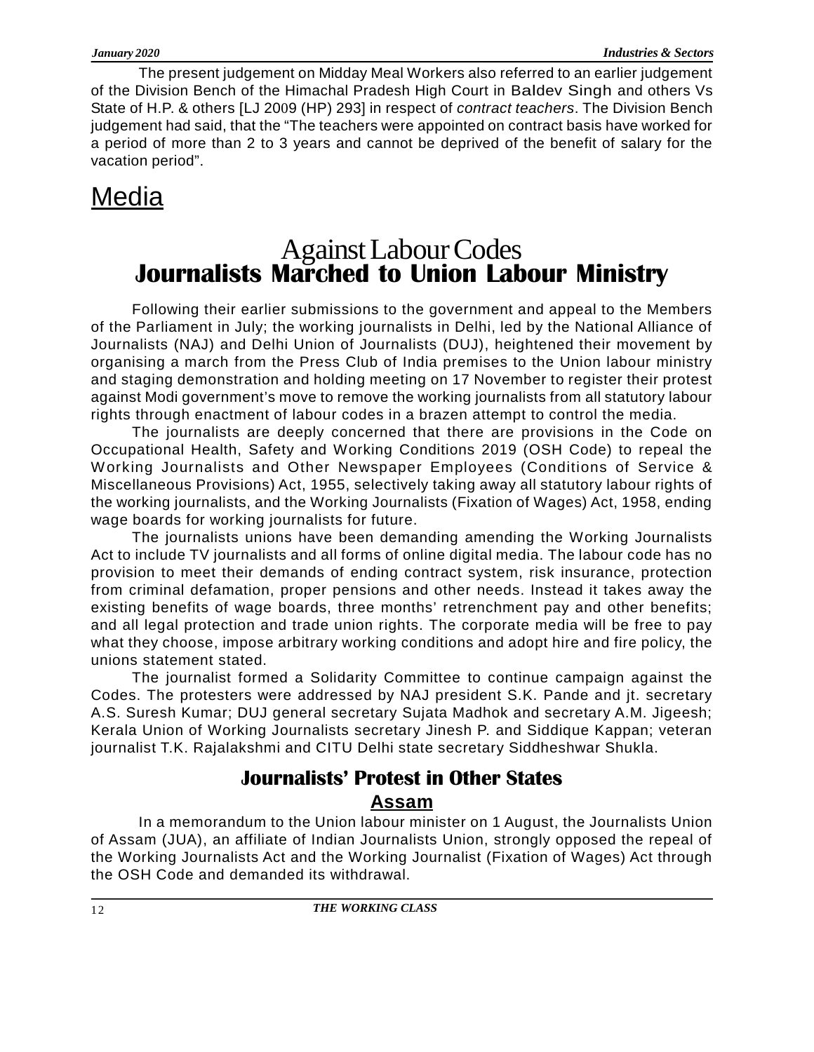The present judgement on Midday Meal Workers also referred to an earlier judgement of the Division Bench of the Himachal Pradesh High Court in Baldev Singh and others Vs State of H.P. & others [LJ 2009 (HP) 293] in respect of *contract teachers*. The Division Bench judgement had said, that the "The teachers were appointed on contract basis have worked for a period of more than 2 to 3 years and cannot be deprived of the benefit of salary for the vacation period".

# Media

## Against Labour Codes
## Journalists Marched to Union Labour Ministry

Following their earlier submissions to the government and appeal to the Members of the Parliament in July; the working journalists in Delhi, led by the National Alliance of Journalists (NAJ) and Delhi Union of Journalists (DUJ), heightened their movement by organising a march from the Press Club of India premises to the Union labour ministry and staging demonstration and holding meeting on 17 November to register their protest against Modi government's move to remove the working journalists from all statutory labour rights through enactment of labour codes in a brazen attempt to control the media.

The journalists are deeply concerned that there are provisions in the Code on Occupational Health, Safety and Working Conditions 2019 (OSH Code) to repeal the Working Journalists and Other Newspaper Employees (Conditions of Service & Miscellaneous Provisions) Act, 1955, selectively taking away all statutory labour rights of the working journalists, and the Working Journalists (Fixation of Wages) Act, 1958, ending wage boards for working journalists for future.

The journalists unions have been demanding amending the Working Journalists Act to include TV journalists and all forms of online digital media. The labour code has no provision to meet their demands of ending contract system, risk insurance, protection from criminal defamation, proper pensions and other needs. Instead it takes away the existing benefits of wage boards, three months' retrenchment pay and other benefits; and all legal protection and trade union rights. The corporate media will be free to pay what they choose, impose arbitrary working conditions and adopt hire and fire policy, the unions statement stated.

The journalist formed a Solidarity Committee to continue campaign against the Codes. The protesters were addressed by NAJ president S.K. Pande and jt. secretary A.S. Suresh Kumar; DUJ general secretary Sujata Madhok and secretary A.M. Jigeesh; Kerala Union of Working Journalists secretary Jinesh P. and Siddique Kappan; veteran journalist T.K. Rajalakshmi and CITU Delhi state secretary Siddheshwar Shukla.

### Journalists' Protest in Other States

#### Assam

In a memorandum to the Union labour minister on 1 August, the Journalists Union of Assam (JUA), an affiliate of Indian Journalists Union, strongly opposed the repeal of the Working Journalists Act and the Working Journalist (Fixation of Wages) Act through the OSH Code and demanded its withdrawal.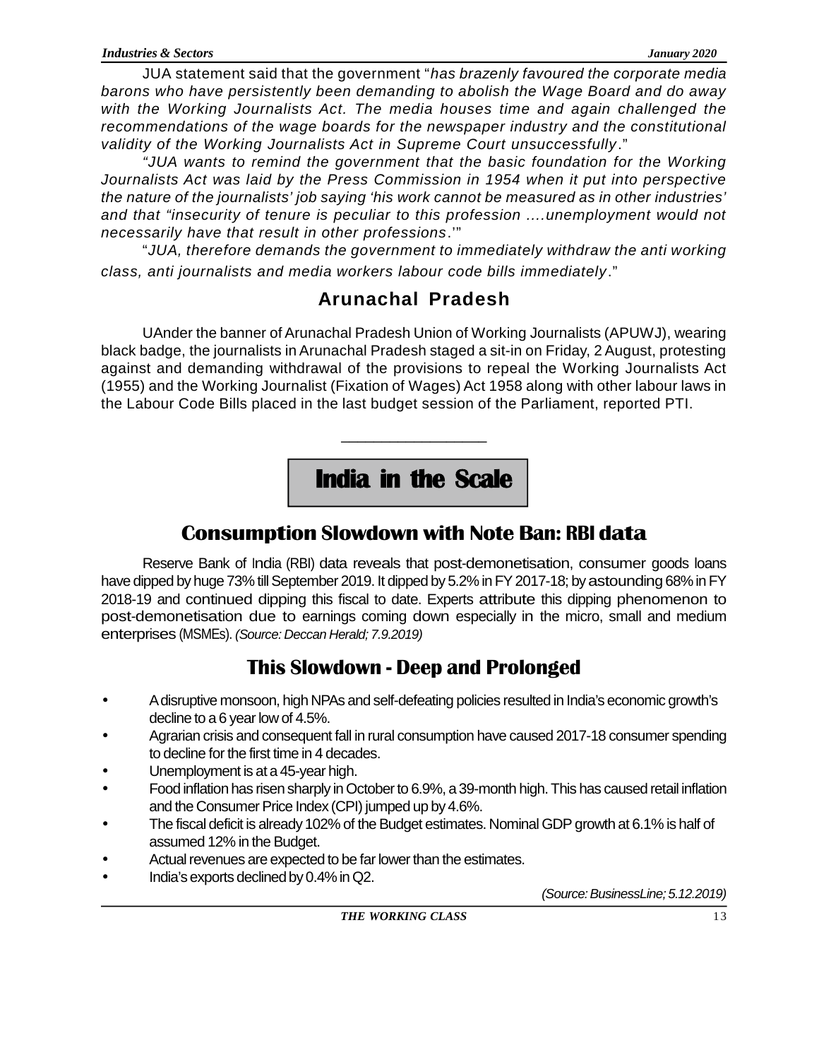JUA statement said that the government "*has brazenly favoured the corporate media barons who have persistently been demanding to abolish the Wage Board and do away with the Working Journalists Act. The media houses time and again challenged the recommendations of the wage boards for the newspaper industry and the constitutional validity of the Working Journalists Act in Supreme Court unsuccessfully*."

*"JUA wants to remind the government that the basic foundation for the Working Journalists Act was laid by the Press Commission in 1954 when it put into perspective the nature of the journalists' job saying 'his work cannot be measured as in other industries' and that "insecurity of tenure is peculiar to this profession ....unemployment would not necessarily have that result in other professions*.'"

"*JUA, therefore demands the government to immediately withdraw the anti working class, anti journalists and media workers labour code bills immediately*."

## Arunachal Pradesh

UAnder the banner of Arunachal Pradesh Union of Working Journalists (APUWJ), wearing black badge, the journalists in Arunachal Pradesh staged a sit-in on Friday, 2 August, protesting against and demanding withdrawal of the provisions to repeal the Working Journalists Act (1955) and the Working Journalist (Fixation of Wages) Act 1958 along with other labour laws in the Labour Code Bills placed in the last budget session of the Parliament, reported PTI.

---

# India in the Scale

## Consumption Slowdown with Note Ban: RBI data

Reserve Bank of India (RBI) data reveals that post-demonetisation, consumer goods loans have dipped by huge 73% till September 2019. It dipped by 5.2% in FY 2017-18; by astounding 68% in FY 2018-19 and continued dipping this fiscal to date. Experts attribute this dipping phenomenon to post-demonetisation due to earnings coming down especially in the micro, small and medium enterprises (MSMEs). *(Source: Deccan Herald; 7.9.2019)*

## This Slowdown - Deep and Prolonged

- A disruptive monsoon, high NPAs and self-defeating policies resulted in India's economic growth's decline to a 6 year low of 4.5%.
- Agrarian crisis and consequent fall in rural consumption have caused 2017-18 consumer spending to decline for the first time in 4 decades.
- Unemployment is at a 45-year high.
- Food inflation has risen sharply in October to 6.9%, a 39-month high. This has caused retail inflation and the Consumer Price Index (CPI) jumped up by 4.6%.
- The fiscal deficit is already 102% of the Budget estimates. Nominal GDP growth at 6.1% is half of assumed 12% in the Budget.
- Actual revenues are expected to be far lower than the estimates.
- India's exports declined by 0.4% in Q2.

*(Source: BusinessLine; 5.12.2019)*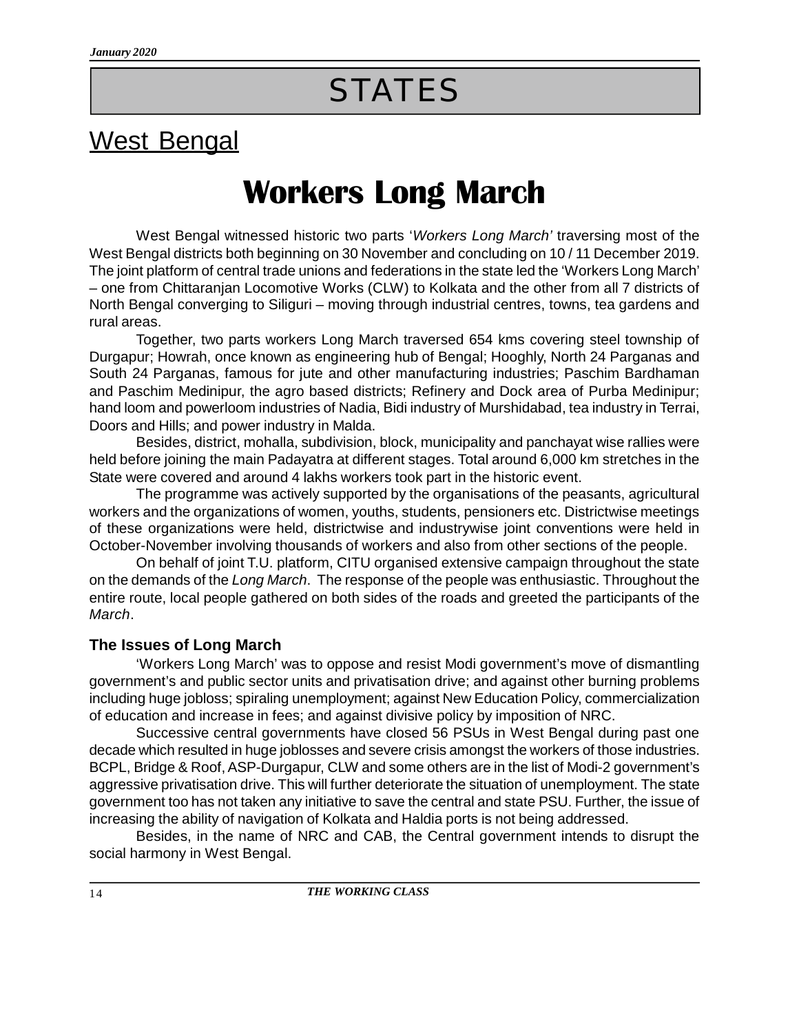# STATES

## West Bengal

# Workers Long March

West Bengal witnessed historic two parts '*Workers Long March'* traversing most of the West Bengal districts both beginning on 30 November and concluding on 10 / 11 December 2019. The joint platform of central trade unions and federations in the state led the 'Workers Long March' – one from Chittaranjan Locomotive Works (CLW) to Kolkata and the other from all 7 districts of North Bengal converging to Siliguri – moving through industrial centres, towns, tea gardens and rural areas.

Together, two parts workers Long March traversed 654 kms covering steel township of Durgapur; Howrah, once known as engineering hub of Bengal; Hooghly, North 24 Parganas and South 24 Parganas, famous for jute and other manufacturing industries; Paschim Bardhaman and Paschim Medinipur, the agro based districts; Refinery and Dock area of Purba Medinipur; hand loom and powerloom industries of Nadia, Bidi industry of Murshidabad, tea industry in Terrai, Doors and Hills; and power industry in Malda.

Besides, district, mohalla, subdivision, block, municipality and panchayat wise rallies were held before joining the main Padayatra at different stages. Total around 6,000 km stretches in the State were covered and around 4 lakhs workers took part in the historic event.

The programme was actively supported by the organisations of the peasants, agricultural workers and the organizations of women, youths, students, pensioners etc. Districtwise meetings of these organizations were held, districtwise and industrywise joint conventions were held in October-November involving thousands of workers and also from other sections of the people.

On behalf of joint T.U. platform, CITU organised extensive campaign throughout the state on the demands of the *Long March*. The response of the people was enthusiastic. Throughout the entire route, local people gathered on both sides of the roads and greeted the participants of the *March*.

### The Issues of Long March

'Workers Long March' was to oppose and resist Modi government's move of dismantling government's and public sector units and privatisation drive; and against other burning problems including huge jobloss; spiraling unemployment; against New Education Policy, commercialization of education and increase in fees; and against divisive policy by imposition of NRC.

Successive central governments have closed 56 PSUs in West Bengal during past one decade which resulted in huge joblosses and severe crisis amongst the workers of those industries. BCPL, Bridge & Roof, ASP-Durgapur, CLW and some others are in the list of Modi-2 government's aggressive privatisation drive. This will further deteriorate the situation of unemployment. The state government too has not taken any initiative to save the central and state PSU. Further, the issue of increasing the ability of navigation of Kolkata and Haldia ports is not being addressed.

Besides, in the name of NRC and CAB, the Central government intends to disrupt the social harmony in West Bengal.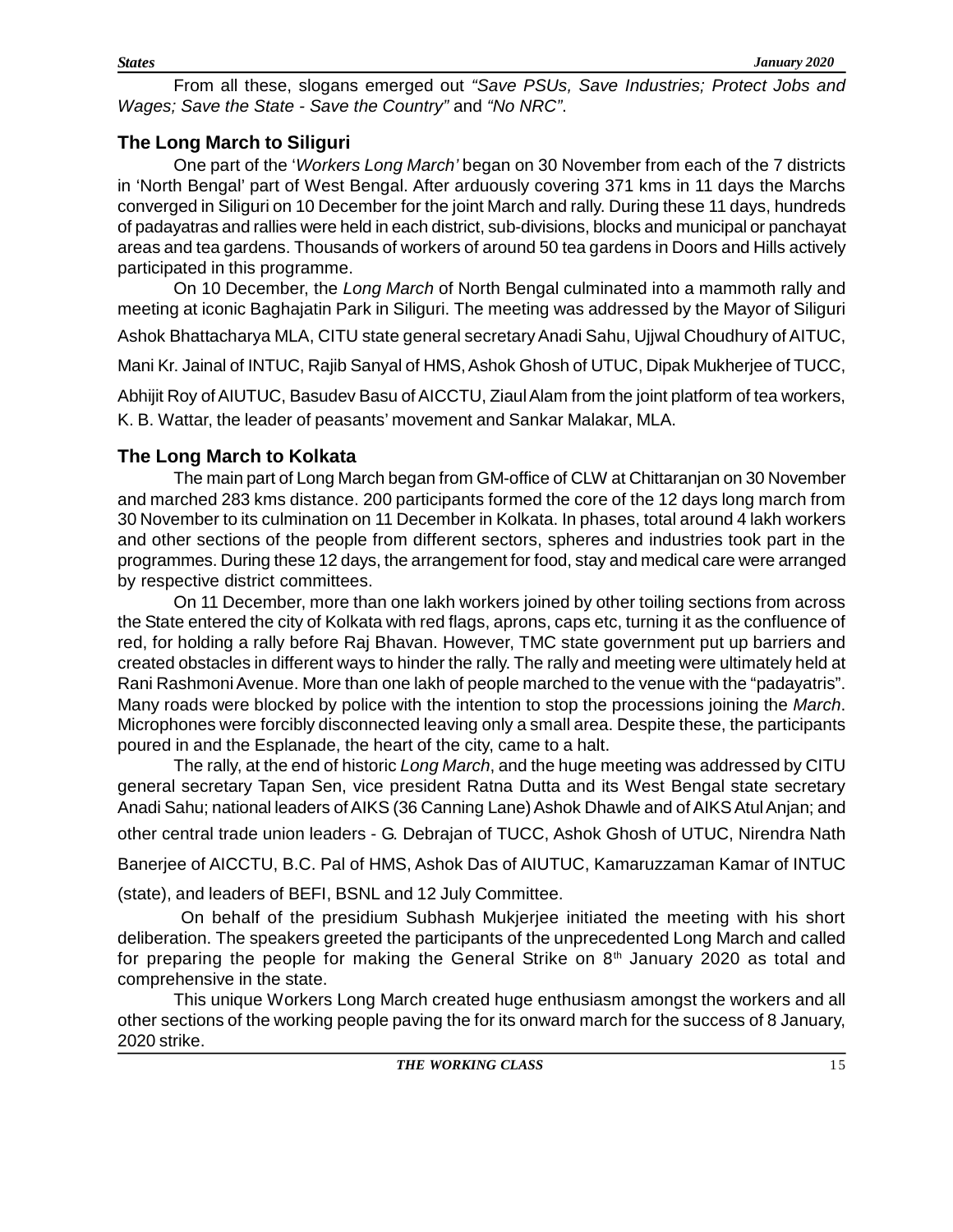From all these, slogans emerged out *"Save PSUs, Save Industries; Protect Jobs and Wages; Save the State - Save the Country"* and *"No NRC"*.

## The Long March to Siliguri

One part of the '*Workers Long March'* began on 30 November from each of the 7 districts in 'North Bengal' part of West Bengal. After arduously covering 371 kms in 11 days the Marchs converged in Siliguri on 10 December for the joint March and rally. During these 11 days, hundreds of padayatras and rallies were held in each district, sub-divisions, blocks and municipal or panchayat areas and tea gardens. Thousands of workers of around 50 tea gardens in Doors and Hills actively participated in this programme.

On 10 December, the *Long March* of North Bengal culminated into a mammoth rally and meeting at iconic Baghajatin Park in Siliguri. The meeting was addressed by the Mayor of Siliguri Ashok Bhattacharya MLA, CITU state general secretary Anadi Sahu, Ujjwal Choudhury of AITUC, Mani Kr. Jainal of INTUC, Rajib Sanyal of HMS, Ashok Ghosh of UTUC, Dipak Mukherjee of TUCC, Abhijit Roy of AIUTUC, Basudev Basu of AICCTU, Ziaul Alam from the joint platform of tea workers, K. B. Wattar, the leader of peasants' movement and Sankar Malakar, MLA.

## The Long March to Kolkata

The main part of Long March began from GM-office of CLW at Chittaranjan on 30 November and marched 283 kms distance. 200 participants formed the core of the 12 days long march from 30 November to its culmination on 11 December in Kolkata. In phases, total around 4 lakh workers and other sections of the people from different sectors, spheres and industries took part in the programmes. During these 12 days, the arrangement for food, stay and medical care were arranged by respective district committees.

On 11 December, more than one lakh workers joined by other toiling sections from across the State entered the city of Kolkata with red flags, aprons, caps etc, turning it as the confluence of red, for holding a rally before Raj Bhavan. However, TMC state government put up barriers and created obstacles in different ways to hinder the rally. The rally and meeting were ultimately held at Rani Rashmoni Avenue. More than one lakh of people marched to the venue with the "padayatris". Many roads were blocked by police with the intention to stop the processions joining the *March*. Microphones were forcibly disconnected leaving only a small area. Despite these, the participants poured in and the Esplanade, the heart of the city, came to a halt.

The rally, at the end of historic *Long March*, and the huge meeting was addressed by CITU general secretary Tapan Sen, vice president Ratna Dutta and its West Bengal state secretary Anadi Sahu; national leaders of AIKS (36 Canning Lane) Ashok Dhawle and of AIKS Atul Anjan; and other central trade union leaders - G. Debrajan of TUCC, Ashok Ghosh of UTUC, Nirendra Nath Banerjee of AICCTU, B.C. Pal of HMS, Ashok Das of AIUTUC, Kamaruzzaman Kamar of INTUC (state), and leaders of BEFI, BSNL and 12 July Committee.

On behalf of the presidium Subhash Mukjerjee initiated the meeting with his short deliberation. The speakers greeted the participants of the unprecedented Long March and called for preparing the people for making the General Strike on 8th January 2020 as total and comprehensive in the state.

This unique Workers Long March created huge enthusiasm amongst the workers and all other sections of the working people paving the for its onward march for the success of 8 January, 2020 strike.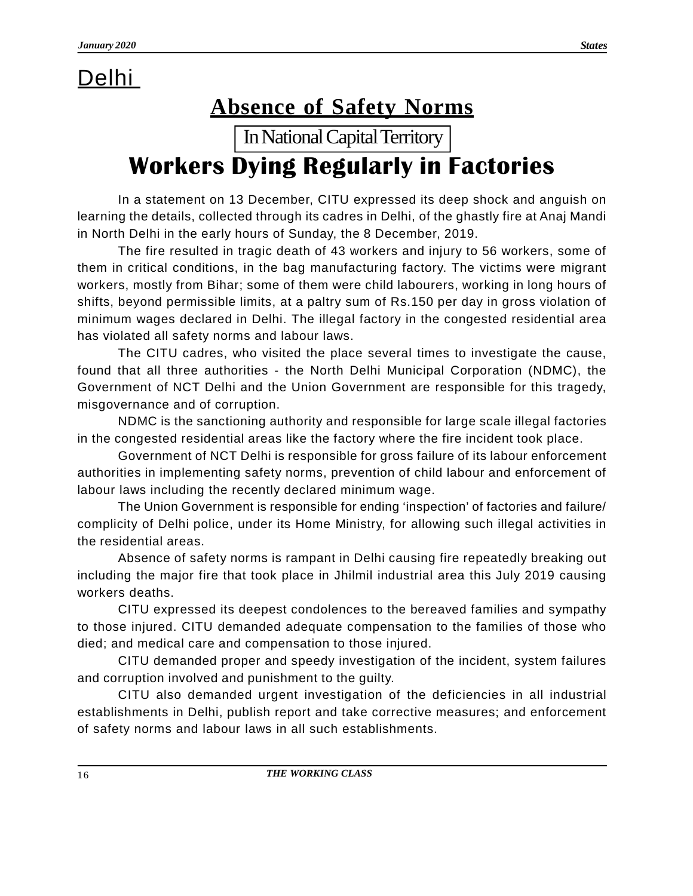## Delhi

# Absence of Safety Norms

In National Capital Territory

# Workers Dying Regularly in Factories

In a statement on 13 December, CITU expressed its deep shock and anguish on learning the details, collected through its cadres in Delhi, of the ghastly fire at Anaj Mandi in North Delhi in the early hours of Sunday, the 8 December, 2019.

The fire resulted in tragic death of 43 workers and injury to 56 workers, some of them in critical conditions, in the bag manufacturing factory. The victims were migrant workers, mostly from Bihar; some of them were child labourers, working in long hours of shifts, beyond permissible limits, at a paltry sum of Rs.150 per day in gross violation of minimum wages declared in Delhi. The illegal factory in the congested residential area has violated all safety norms and labour laws.

The CITU cadres, who visited the place several times to investigate the cause, found that all three authorities - the North Delhi Municipal Corporation (NDMC), the Government of NCT Delhi and the Union Government are responsible for this tragedy, misgovernance and of corruption.

NDMC is the sanctioning authority and responsible for large scale illegal factories in the congested residential areas like the factory where the fire incident took place.

Government of NCT Delhi is responsible for gross failure of its labour enforcement authorities in implementing safety norms, prevention of child labour and enforcement of labour laws including the recently declared minimum wage.

The Union Government is responsible for ending 'inspection' of factories and failure/complicity of Delhi police, under its Home Ministry, for allowing such illegal activities in the residential areas.

Absence of safety norms is rampant in Delhi causing fire repeatedly breaking out including the major fire that took place in Jhilmil industrial area this July 2019 causing workers deaths.

CITU expressed its deepest condolences to the bereaved families and sympathy to those injured. CITU demanded adequate compensation to the families of those who died; and medical care and compensation to those injured.

CITU demanded proper and speedy investigation of the incident, system failures and corruption involved and punishment to the guilty.

CITU also demanded urgent investigation of the deficiencies in all industrial establishments in Delhi, publish report and take corrective measures; and enforcement of safety norms and labour laws in all such establishments.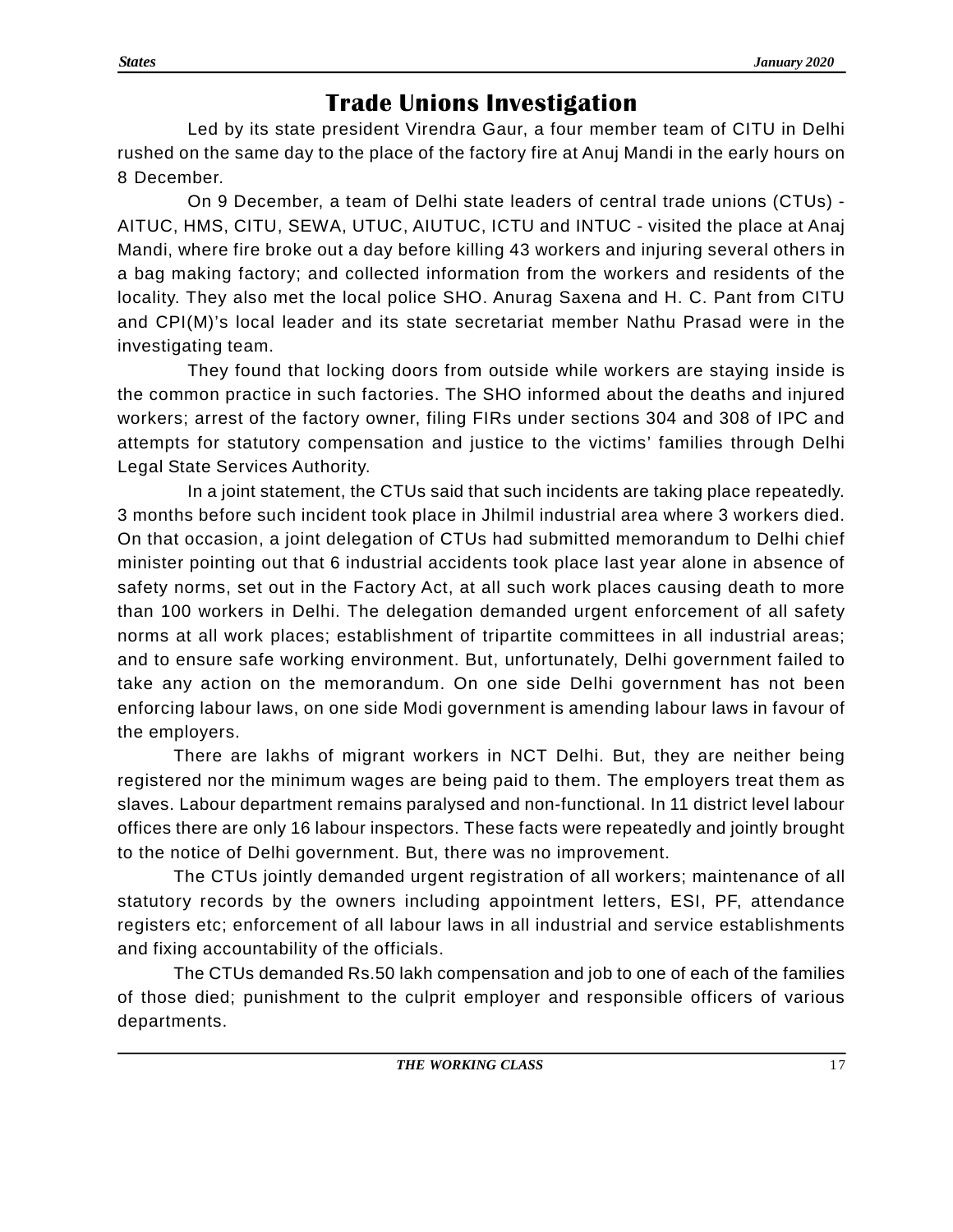# Trade Unions Investigation

Led by its state president Virendra Gaur, a four member team of CITU in Delhi rushed on the same day to the place of the factory fire at Anuj Mandi in the early hours on 8 December.

On 9 December, a team of Delhi state leaders of central trade unions (CTUs) - AITUC, HMS, CITU, SEWA, UTUC, AIUTUC, ICTU and INTUC - visited the place at Anaj Mandi, where fire broke out a day before killing 43 workers and injuring several others in a bag making factory; and collected information from the workers and residents of the locality. They also met the local police SHO. Anurag Saxena and H. C. Pant from CITU and CPI(M)'s local leader and its state secretariat member Nathu Prasad were in the investigating team.

They found that locking doors from outside while workers are staying inside is the common practice in such factories. The SHO informed about the deaths and injured workers; arrest of the factory owner, filing FIRs under sections 304 and 308 of IPC and attempts for statutory compensation and justice to the victims' families through Delhi Legal State Services Authority.

In a joint statement, the CTUs said that such incidents are taking place repeatedly. 3 months before such incident took place in Jhilmil industrial area where 3 workers died. On that occasion, a joint delegation of CTUs had submitted memorandum to Delhi chief minister pointing out that 6 industrial accidents took place last year alone in absence of safety norms, set out in the Factory Act, at all such work places causing death to more than 100 workers in Delhi. The delegation demanded urgent enforcement of all safety norms at all work places; establishment of tripartite committees in all industrial areas; and to ensure safe working environment. But, unfortunately, Delhi government failed to take any action on the memorandum. On one side Delhi government has not been enforcing labour laws, on one side Modi government is amending labour laws in favour of the employers.

There are lakhs of migrant workers in NCT Delhi. But, they are neither being registered nor the minimum wages are being paid to them. The employers treat them as slaves. Labour department remains paralysed and non-functional. In 11 district level labour offices there are only 16 labour inspectors. These facts were repeatedly and jointly brought to the notice of Delhi government. But, there was no improvement.

The CTUs jointly demanded urgent registration of all workers; maintenance of all statutory records by the owners including appointment letters, ESI, PF, attendance registers etc; enforcement of all labour laws in all industrial and service establishments and fixing accountability of the officials.

The CTUs demanded Rs.50 lakh compensation and job to one of each of the families of those died; punishment to the culprit employer and responsible officers of various departments.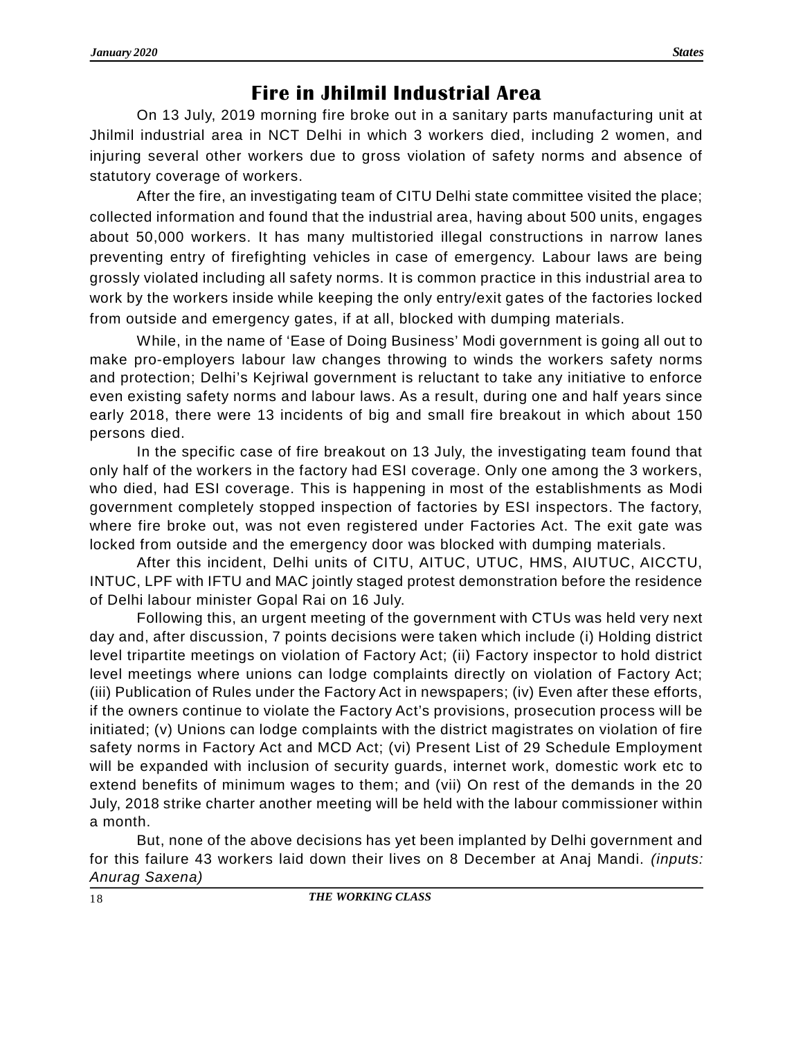# Fire in Jhilmil Industrial Area

On 13 July, 2019 morning fire broke out in a sanitary parts manufacturing unit at Jhilmil industrial area in NCT Delhi in which 3 workers died, including 2 women, and injuring several other workers due to gross violation of safety norms and absence of statutory coverage of workers.

After the fire, an investigating team of CITU Delhi state committee visited the place; collected information and found that the industrial area, having about 500 units, engages about 50,000 workers. It has many multistoried illegal constructions in narrow lanes preventing entry of firefighting vehicles in case of emergency. Labour laws are being grossly violated including all safety norms. It is common practice in this industrial area to work by the workers inside while keeping the only entry/exit gates of the factories locked from outside and emergency gates, if at all, blocked with dumping materials.

While, in the name of 'Ease of Doing Business' Modi government is going all out to make pro-employers labour law changes throwing to winds the workers safety norms and protection; Delhi's Kejriwal government is reluctant to take any initiative to enforce even existing safety norms and labour laws. As a result, during one and half years since early 2018, there were 13 incidents of big and small fire breakout in which about 150 persons died.

In the specific case of fire breakout on 13 July, the investigating team found that only half of the workers in the factory had ESI coverage. Only one among the 3 workers, who died, had ESI coverage. This is happening in most of the establishments as Modi government completely stopped inspection of factories by ESI inspectors. The factory, where fire broke out, was not even registered under Factories Act. The exit gate was locked from outside and the emergency door was blocked with dumping materials.

After this incident, Delhi units of CITU, AITUC, UTUC, HMS, AIUTUC, AICCTU, INTUC, LPF with IFTU and MAC jointly staged protest demonstration before the residence of Delhi labour minister Gopal Rai on 16 July.

Following this, an urgent meeting of the government with CTUs was held very next day and, after discussion, 7 points decisions were taken which include (i) Holding district level tripartite meetings on violation of Factory Act; (ii) Factory inspector to hold district level meetings where unions can lodge complaints directly on violation of Factory Act; (iii) Publication of Rules under the Factory Act in newspapers; (iv) Even after these efforts, if the owners continue to violate the Factory Act's provisions, prosecution process will be initiated; (v) Unions can lodge complaints with the district magistrates on violation of fire safety norms in Factory Act and MCD Act; (vi) Present List of 29 Schedule Employment will be expanded with inclusion of security guards, internet work, domestic work etc to extend benefits of minimum wages to them; and (vii) On rest of the demands in the 20 July, 2018 strike charter another meeting will be held with the labour commissioner within a month.

But, none of the above decisions has yet been implanted by Delhi government and for this failure 43 workers laid down their lives on 8 December at Anaj Mandi. *(inputs: Anurag Saxena)*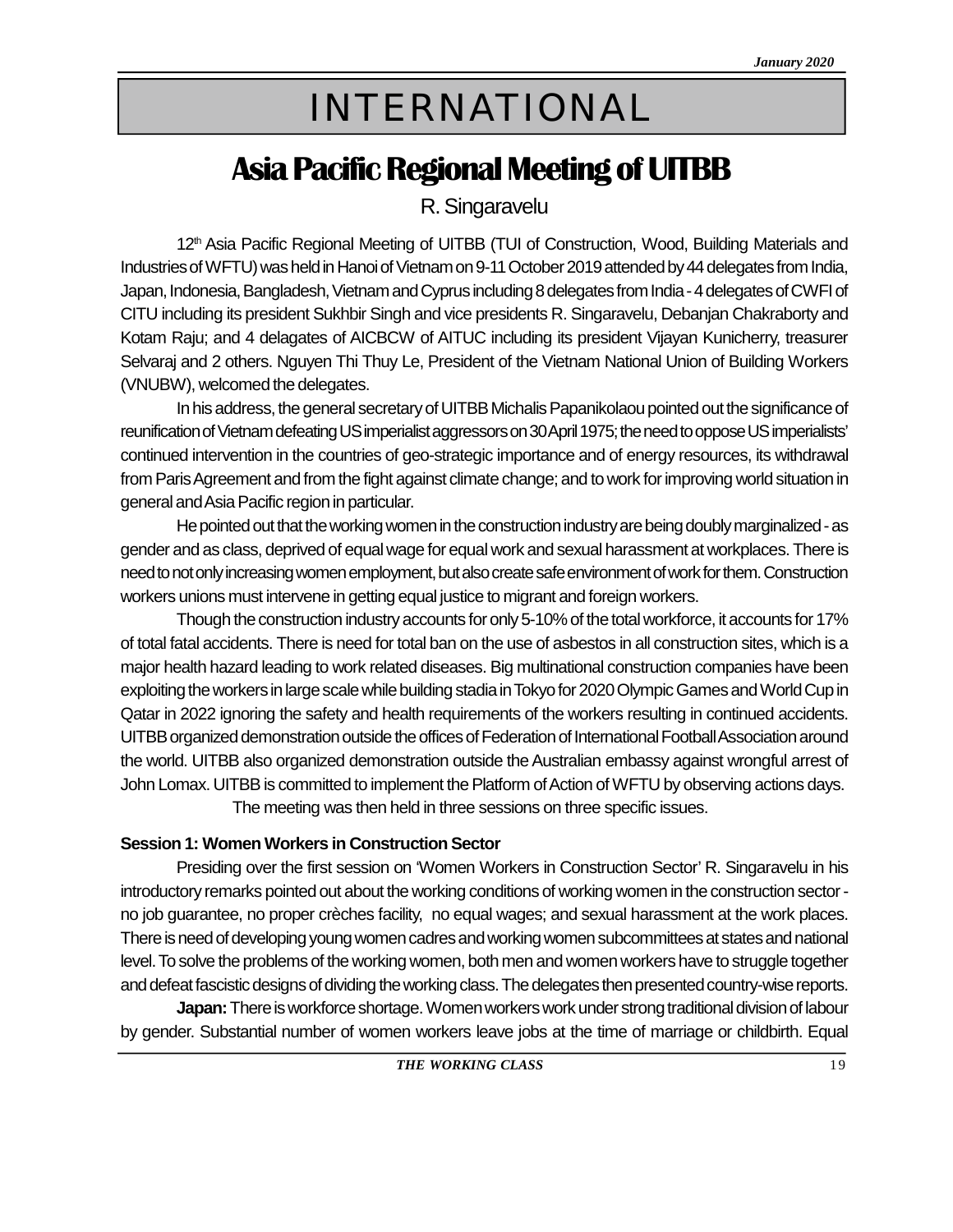# INTERNATIONAL

## Asia Pacific Regional Meeting of UITBB

R. Singaravelu

12th Asia Pacific Regional Meeting of UITBB (TUI of Construction, Wood, Building Materials and Industries of WFTU) was held in Hanoi of Vietnam on 9-11 October 2019 attended by 44 delegates from India, Japan, Indonesia, Bangladesh, Vietnam and Cyprus including 8 delegates from India - 4 delegates of CWFI of CITU including its president Sukhbir Singh and vice presidents R. Singaravelu, Debanjan Chakraborty and Kotam Raju; and 4 delagates of AICBCW of AITUC including its president Vijayan Kunicherry, treasurer Selvaraj and 2 others. Nguyen Thi Thuy Le, President of the Vietnam National Union of Building Workers (VNUBW), welcomed the delegates.

In his address, the general secretary of UITBB Michalis Papanikolaou pointed out the significance of reunification of Vietnam defeating US imperialist aggressors on 30 April 1975; the need to oppose US imperialists' continued intervention in the countries of geo-strategic importance and of energy resources, its withdrawal from Paris Agreement and from the fight against climate change; and to work for improving world situation in general and Asia Pacific region in particular.

He pointed out that the working women in the construction industry are being doubly marginalized - as gender and as class, deprived of equal wage for equal work and sexual harassment at workplaces. There is need to not only increasing women employment, but also create safe environment of work for them. Construction workers unions must intervene in getting equal justice to migrant and foreign workers.

Though the construction industry accounts for only 5-10% of the total workforce, it accounts for 17% of total fatal accidents. There is need for total ban on the use of asbestos in all construction sites, which is a major health hazard leading to work related diseases. Big multinational construction companies have been exploiting the workers in large scale while building stadia in Tokyo for 2020 Olympic Games and World Cup in Qatar in 2022 ignoring the safety and health requirements of the workers resulting in continued accidents. UITBB organized demonstration outside the offices of Federation of International Football Association around the world. UITBB also organized demonstration outside the Australian embassy against wrongful arrest of John Lomax. UITBB is committed to implement the Platform of Action of WFTU by observing actions days.

The meeting was then held in three sessions on three specific issues.

**Session 1: Women Workers in Construction Sector**

Presiding over the first session on 'Women Workers in Construction Sector' R. Singaravelu in his introductory remarks pointed out about the working conditions of working women in the construction sector - no job guarantee, no proper crèches facility, no equal wages; and sexual harassment at the work places. There is need of developing young women cadres and working women subcommittees at states and national level. To solve the problems of the working women, both men and women workers have to struggle together and defeat fascistic designs of dividing the working class. The delegates then presented country-wise reports.

**Japan:** There is workforce shortage. Women workers work under strong traditional division of labour by gender. Substantial number of women workers leave jobs at the time of marriage or childbirth. Equal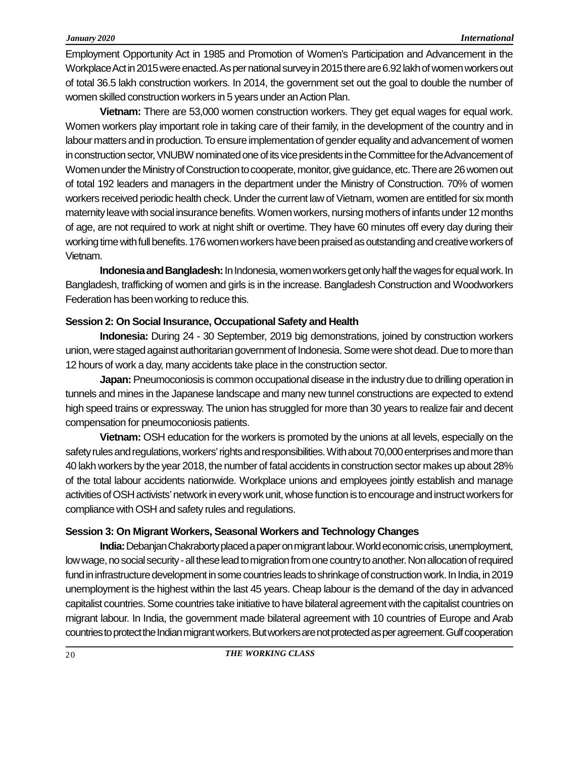Employment Opportunity Act in 1985 and Promotion of Women's Participation and Advancement in the Workplace Act in 2015 were enacted. As per national survey in 2015 there are 6.92 lakh of women workers out of total 36.5 lakh construction workers. In 2014, the government set out the goal to double the number of women skilled construction workers in 5 years under an Action Plan.

**Vietnam:** There are 53,000 women construction workers. They get equal wages for equal work. Women workers play important role in taking care of their family, in the development of the country and in labour matters and in production. To ensure implementation of gender equality and advancement of women in construction sector, VNUBW nominated one of its vice presidents in the Committee for the Advancement of Women under the Ministry of Construction to cooperate, monitor, give guidance, etc. There are 26 women out of total 192 leaders and managers in the department under the Ministry of Construction. 70% of women workers received periodic health check. Under the current law of Vietnam, women are entitled for six month maternity leave with social insurance benefits. Women workers, nursing mothers of infants under 12 months of age, are not required to work at night shift or overtime. They have 60 minutes off every day during their working time with full benefits. 176 women workers have been praised as outstanding and creative workers of Vietnam.

**Indonesia and Bangladesh:** In Indonesia, women workers get only half the wages for equal work. In Bangladesh, trafficking of women and girls is in the increase. Bangladesh Construction and Woodworkers Federation has been working to reduce this.

**Session 2: On Social Insurance, Occupational Safety and Health**

**Indonesia:** During 24 - 30 September, 2019 big demonstrations, joined by construction workers union, were staged against authoritarian government of Indonesia. Some were shot dead. Due to more than 12 hours of work a day, many accidents take place in the construction sector.

**Japan:** Pneumoconiosis is common occupational disease in the industry due to drilling operation in tunnels and mines in the Japanese landscape and many new tunnel constructions are expected to extend high speed trains or expressway. The union has struggled for more than 30 years to realize fair and decent compensation for pneumoconiosis patients.

**Vietnam:** OSH education for the workers is promoted by the unions at all levels, especially on the safety rules and regulations, workers' rights and responsibilities. With about 70,000 enterprises and more than 40 lakh workers by the year 2018, the number of fatal accidents in construction sector makes up about 28% of the total labour accidents nationwide. Workplace unions and employees jointly establish and manage activities of OSH activists' network in every work unit, whose function is to encourage and instruct workers for compliance with OSH and safety rules and regulations.

**Session 3: On Migrant Workers, Seasonal Workers and Technology Changes**

**India:** Debanjan Chakraborty placed a paper on migrant labour. World economic crisis, unemployment, low wage, no social security - all these lead to migration from one country to another. Non allocation of required fund in infrastructure development in some countries leads to shrinkage of construction work. In India, in 2019 unemployment is the highest within the last 45 years. Cheap labour is the demand of the day in advanced capitalist countries. Some countries take initiative to have bilateral agreement with the capitalist countries on migrant labour. In India, the government made bilateral agreement with 10 countries of Europe and Arab countries to protect the Indian migrant workers. But workers are not protected as per agreement. Gulf cooperation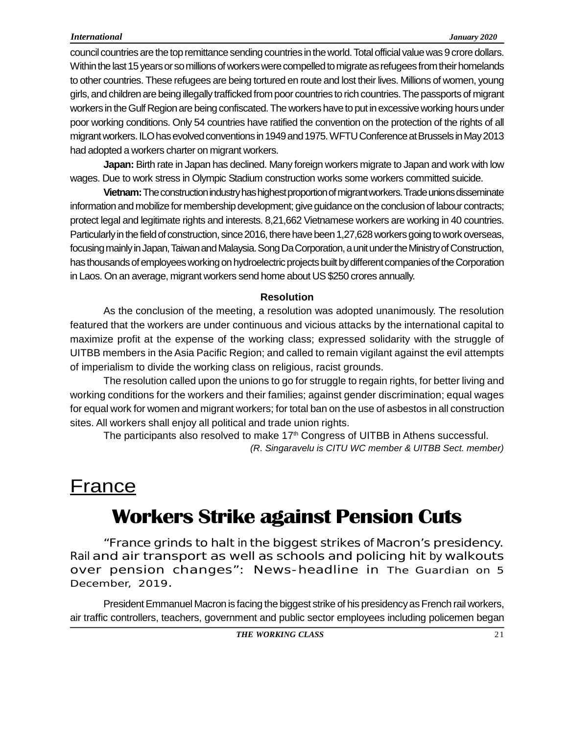council countries are the top remittance sending countries in the world. Total official value was 9 crore dollars. Within the last 15 years or so millions of workers were compelled to migrate as refugees from their homelands to other countries. These refugees are being tortured en route and lost their lives. Millions of women, young girls, and children are being illegally trafficked from poor countries to rich countries. The passports of migrant workers in the Gulf Region are being confiscated. The workers have to put in excessive working hours under poor working conditions. Only 54 countries have ratified the convention on the protection of the rights of all migrant workers. ILO has evolved conventions in 1949 and 1975. WFTU Conference at Brussels in May 2013 had adopted a workers charter on migrant workers.

**Japan:** Birth rate in Japan has declined. Many foreign workers migrate to Japan and work with low wages. Due to work stress in Olympic Stadium construction works some workers committed suicide.

**Vietnam:** The construction industry has highest proportion of migrant workers. Trade unions disseminate information and mobilize for membership development; give guidance on the conclusion of labour contracts; protect legal and legitimate rights and interests. 8,21,662 Vietnamese workers are working in 40 countries. Particularly in the field of construction, since 2016, there have been 1,27,628 workers going to work overseas, focusing mainly in Japan, Taiwan and Malaysia. Song Da Corporation, a unit under the Ministry of Construction, has thousands of employees working on hydroelectric projects built by different companies of the Corporation in Laos. On an average, migrant workers send home about US $250 crores annually.

### Resolution

As the conclusion of the meeting, a resolution was adopted unanimously. The resolution featured that the workers are under continuous and vicious attacks by the international capital to maximize profit at the expense of the working class; expressed solidarity with the struggle of UITBB members in the Asia Pacific Region; and called to remain vigilant against the evil attempts of imperialism to divide the working class on religious, racist grounds.

The resolution called upon the unions to go for struggle to regain rights, for better living and working conditions for the workers and their families; against gender discrimination; equal wages for equal work for women and migrant workers; for total ban on the use of asbestos in all construction sites. All workers shall enjoy all political and trade union rights.

The participants also resolved to make 17th Congress of UITBB in Athens successful.

*(R. Singaravelu is CITU WC member & UITBB Sect. member)*

# France

## Workers Strike against Pension Cuts

"France grinds to halt in the biggest strikes of Macron's presidency. Rail and air transport as well as schools and policing hit by walkouts over pension changes": News-headline in The Guardian on 5 December, 2019.

President Emmanuel Macron is facing the biggest strike of his presidency as French rail workers, air traffic controllers, teachers, government and public sector employees including policemen began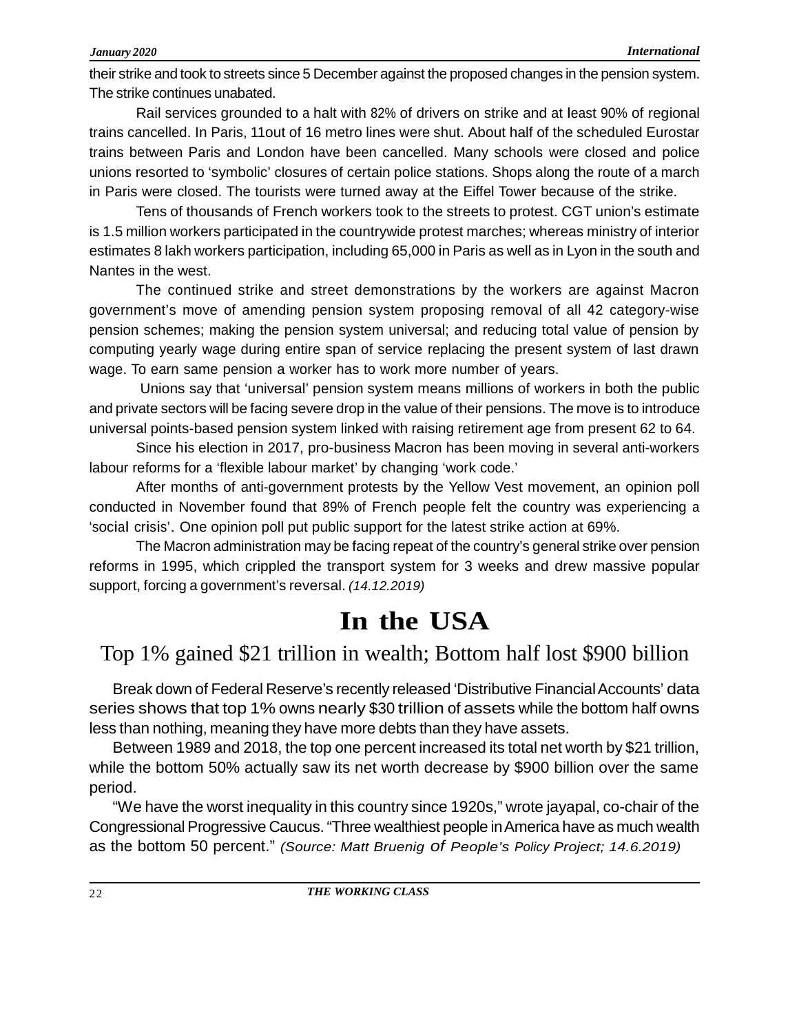their strike and took to streets since 5 December against the proposed changes in the pension system. The strike continues unabated.

Rail services grounded to a halt with 82% of drivers on strike and at least 90% of regional trains cancelled. In Paris, 11out of 16 metro lines were shut. About half of the scheduled Eurostar trains between Paris and London have been cancelled. Many schools were closed and police unions resorted to 'symbolic' closures of certain police stations. Shops along the route of a march in Paris were closed. The tourists were turned away at the Eiffel Tower because of the strike.

Tens of thousands of French workers took to the streets to protest. CGT union's estimate is 1.5 million workers participated in the countrywide protest marches; whereas ministry of interior estimates 8 lakh workers participation, including 65,000 in Paris as well as in Lyon in the south and Nantes in the west.

The continued strike and street demonstrations by the workers are against Macron government's move of amending pension system proposing removal of all 42 category-wise pension schemes; making the pension system universal; and reducing total value of pension by computing yearly wage during entire span of service replacing the present system of last drawn wage. To earn same pension a worker has to work more number of years.

Unions say that 'universal' pension system means millions of workers in both the public and private sectors will be facing severe drop in the value of their pensions. The move is to introduce universal points-based pension system linked with raising retirement age from present 62 to 64.

Since his election in 2017, pro-business Macron has been moving in several anti-workers labour reforms for a 'flexible labour market' by changing 'work code.'

After months of anti-government protests by the Yellow Vest movement, an opinion poll conducted in November found that 89% of French people felt the country was experiencing a 'social crisis'. One opinion poll put public support for the latest strike action at 69%.

The Macron administration may be facing repeat of the country's general strike over pension reforms in 1995, which crippled the transport system for 3 weeks and drew massive popular support, forcing a government's reversal. *(14.12.2019)*

# In the USA

## Top 1% gained $21 trillion in wealth; Bottom half lost $900 billion

Break down of Federal Reserve's recently released 'Distributive Financial Accounts' data series shows that top 1% owns nearly $30 trillion of assets while the bottom half owns less than nothing, meaning they have more debts than they have assets.

Between 1989 and 2018, the top one percent increased its total net worth by $21 trillion, while the bottom 50% actually saw its net worth decrease by $900 billion over the same period.

"We have the worst inequality in this country since 1920s," wrote jayapal, co-chair of the Congressional Progressive Caucus. "Three wealthiest people in America have as much wealth as the bottom 50 percent." *(Source: Matt Bruenig of People's Policy Project; 14.6.2019)*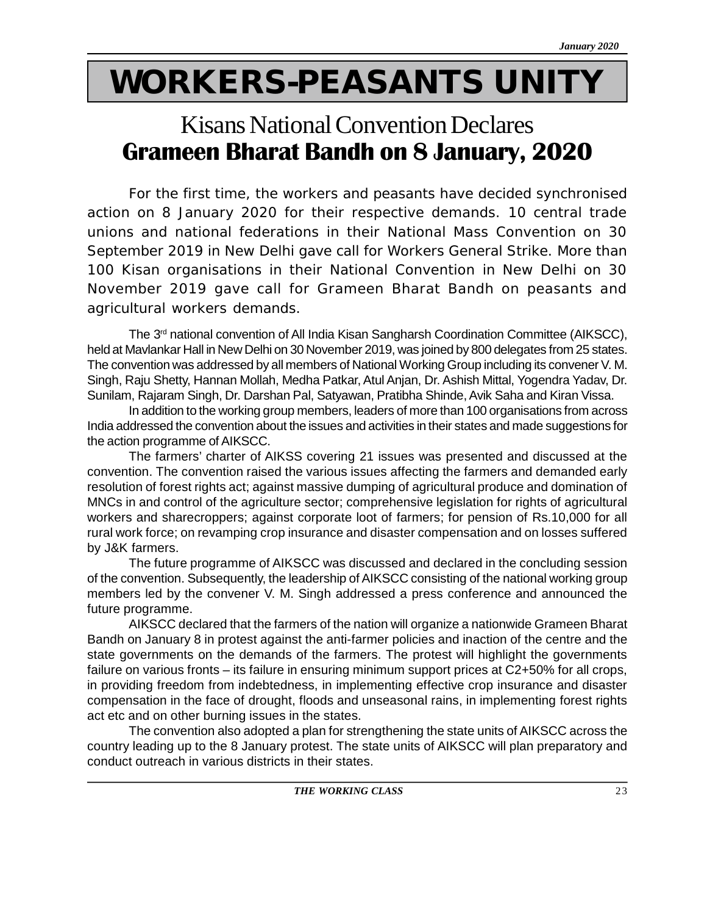# WORKERS-PEASANTS UNITY

## Kisans National Convention Declares
## Grameen Bharat Bandh on 8 January, 2020

For the first time, the workers and peasants have decided synchronised action on 8 January 2020 for their respective demands. 10 central trade unions and national federations in their National Mass Convention on 30 September 2019 in New Delhi gave call for Workers General Strike. More than 100 Kisan organisations in their National Convention in New Delhi on 30 November 2019 gave call for Grameen Bharat Bandh on peasants and agricultural workers demands.

The 3rd national convention of All India Kisan Sangharsh Coordination Committee (AIKSCC), held at Mavlankar Hall in New Delhi on 30 November 2019, was joined by 800 delegates from 25 states. The convention was addressed by all members of National Working Group including its convener V. M. Singh, Raju Shetty, Hannan Mollah, Medha Patkar, Atul Anjan, Dr. Ashish Mittal, Yogendra Yadav, Dr. Sunilam, Rajaram Singh, Dr. Darshan Pal, Satyawan, Pratibha Shinde, Avik Saha and Kiran Vissa.

In addition to the working group members, leaders of more than 100 organisations from across India addressed the convention about the issues and activities in their states and made suggestions for the action programme of AIKSCC.

The farmers' charter of AIKSS covering 21 issues was presented and discussed at the convention. The convention raised the various issues affecting the farmers and demanded early resolution of forest rights act; against massive dumping of agricultural produce and domination of MNCs in and control of the agriculture sector; comprehensive legislation for rights of agricultural workers and sharecroppers; against corporate loot of farmers; for pension of Rs.10,000 for all rural work force; on revamping crop insurance and disaster compensation and on losses suffered by J&K farmers.

The future programme of AIKSCC was discussed and declared in the concluding session of the convention. Subsequently, the leadership of AIKSCC consisting of the national working group members led by the convener V. M. Singh addressed a press conference and announced the future programme.

AIKSCC declared that the farmers of the nation will organize a nationwide Grameen Bharat Bandh on January 8 in protest against the anti-farmer policies and inaction of the centre and the state governments on the demands of the farmers. The protest will highlight the governments failure on various fronts – its failure in ensuring minimum support prices at C2+50% for all crops, in providing freedom from indebtedness, in implementing effective crop insurance and disaster compensation in the face of drought, floods and unseasonal rains, in implementing forest rights act etc and on other burning issues in the states.

The convention also adopted a plan for strengthening the state units of AIKSCC across the country leading up to the 8 January protest. The state units of AIKSCC will plan preparatory and conduct outreach in various districts in their states.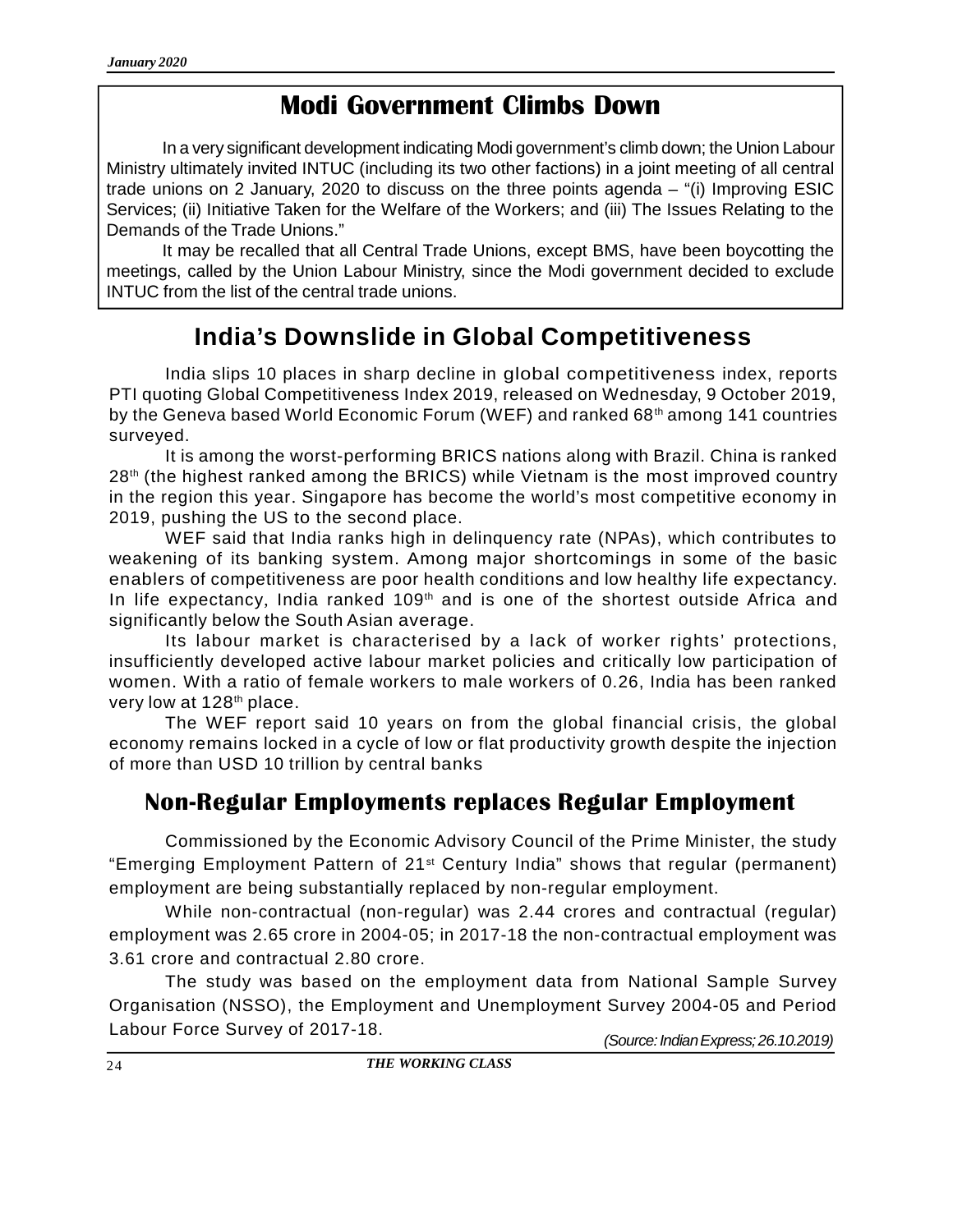## Modi Government Climbs Down

In a very significant development indicating Modi government's climb down; the Union Labour Ministry ultimately invited INTUC (including its two other factions) in a joint meeting of all central trade unions on 2 January, 2020 to discuss on the three points agenda – "(i) Improving ESIC Services; (ii) Initiative Taken for the Welfare of the Workers; and (iii) The Issues Relating to the Demands of the Trade Unions."

It may be recalled that all Central Trade Unions, except BMS, have been boycotting the meetings, called by the Union Labour Ministry, since the Modi government decided to exclude INTUC from the list of the central trade unions.

## India's Downslide in Global Competitiveness

India slips 10 places in sharp decline in global competitiveness index, reports PTI quoting Global Competitiveness Index 2019, released on Wednesday, 9 October 2019, by the Geneva based World Economic Forum (WEF) and ranked 68th among 141 countries surveyed.

It is among the worst-performing BRICS nations along with Brazil. China is ranked 28th (the highest ranked among the BRICS) while Vietnam is the most improved country in the region this year. Singapore has become the world's most competitive economy in 2019, pushing the US to the second place.

WEF said that India ranks high in delinquency rate (NPAs), which contributes to weakening of its banking system. Among major shortcomings in some of the basic enablers of competitiveness are poor health conditions and low healthy life expectancy. In life expectancy, India ranked 109th and is one of the shortest outside Africa and significantly below the South Asian average.

Its labour market is characterised by a lack of worker rights' protections, insufficiently developed active labour market policies and critically low participation of women. With a ratio of female workers to male workers of 0.26, India has been ranked very low at 128th place.

The WEF report said 10 years on from the global financial crisis, the global economy remains locked in a cycle of low or flat productivity growth despite the injection of more than USD 10 trillion by central banks

## Non-Regular Employments replaces Regular Employment

Commissioned by the Economic Advisory Council of the Prime Minister, the study "Emerging Employment Pattern of 21st Century India" shows that regular (permanent) employment are being substantially replaced by non-regular employment.

While non-contractual (non-regular) was 2.44 crores and contractual (regular) employment was 2.65 crore in 2004-05; in 2017-18 the non-contractual employment was 3.61 crore and contractual 2.80 crore.

The study was based on the employment data from National Sample Survey Organisation (NSSO), the Employment and Unemployment Survey 2004-05 and Period Labour Force Survey of 2017-18.

*(Source: Indian Express; 26.10.2019)*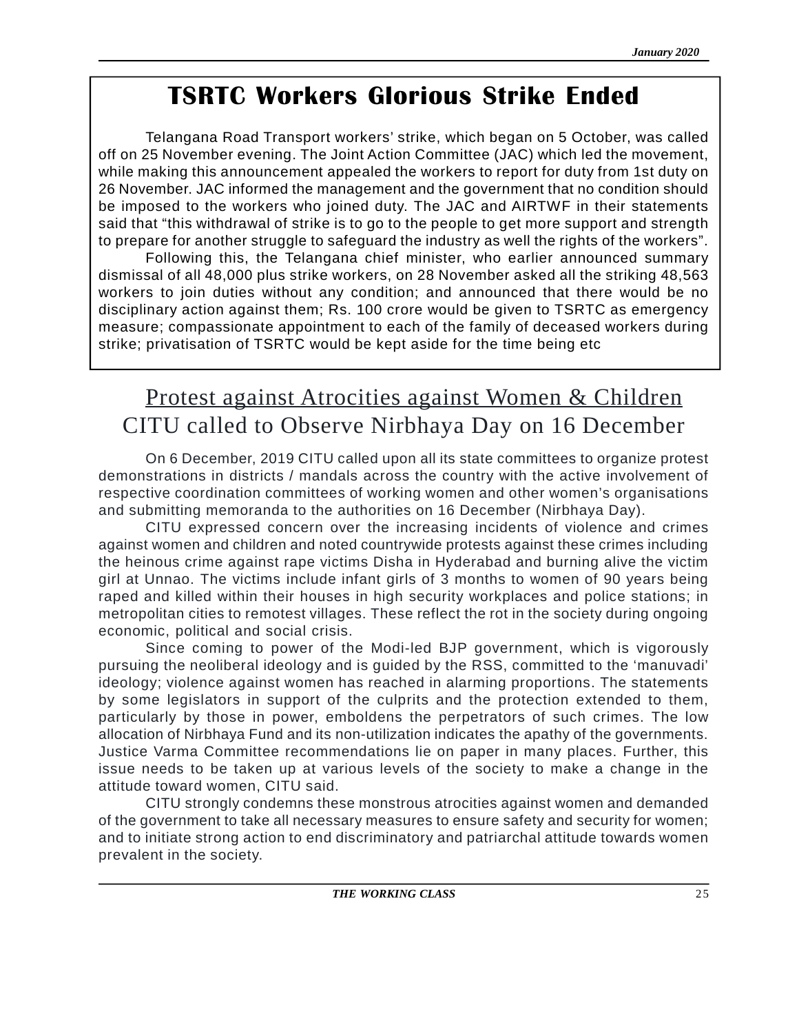# TSRTC Workers Glorious Strike Ended

Telangana Road Transport workers' strike, which began on 5 October, was called off on 25 November evening. The Joint Action Committee (JAC) which led the movement, while making this announcement appealed the workers to report for duty from 1st duty on 26 November. JAC informed the management and the government that no condition should be imposed to the workers who joined duty. The JAC and AIRTWF in their statements said that "this withdrawal of strike is to go to the people to get more support and strength to prepare for another struggle to safeguard the industry as well the rights of the workers".

Following this, the Telangana chief minister, who earlier announced summary dismissal of all 48,000 plus strike workers, on 28 November asked all the striking 48,563 workers to join duties without any condition; and announced that there would be no disciplinary action against them; Rs. 100 crore would be given to TSRTC as emergency measure; compassionate appointment to each of the family of deceased workers during strike; privatisation of TSRTC would be kept aside for the time being etc

## Protest against Atrocities against Women & Children
## CITU called to Observe Nirbhaya Day on 16 December

On 6 December, 2019 CITU called upon all its state committees to organize protest demonstrations in districts / mandals across the country with the active involvement of respective coordination committees of working women and other women's organisations and submitting memoranda to the authorities on 16 December (Nirbhaya Day).

CITU expressed concern over the increasing incidents of violence and crimes against women and children and noted countrywide protests against these crimes including the heinous crime against rape victims Disha in Hyderabad and burning alive the victim girl at Unnao. The victims include infant girls of 3 months to women of 90 years being raped and killed within their houses in high security workplaces and police stations; in metropolitan cities to remotest villages. These reflect the rot in the society during ongoing economic, political and social crisis.

Since coming to power of the Modi-led BJP government, which is vigorously pursuing the neoliberal ideology and is guided by the RSS, committed to the 'manuvadi' ideology; violence against women has reached in alarming proportions. The statements by some legislators in support of the culprits and the protection extended to them, particularly by those in power, emboldens the perpetrators of such crimes. The low allocation of Nirbhaya Fund and its non-utilization indicates the apathy of the governments. Justice Varma Committee recommendations lie on paper in many places. Further, this issue needs to be taken up at various levels of the society to make a change in the attitude toward women, CITU said.

CITU strongly condemns these monstrous atrocities against women and demanded of the government to take all necessary measures to ensure safety and security for women; and to initiate strong action to end discriminatory and patriarchal attitude towards women prevalent in the society.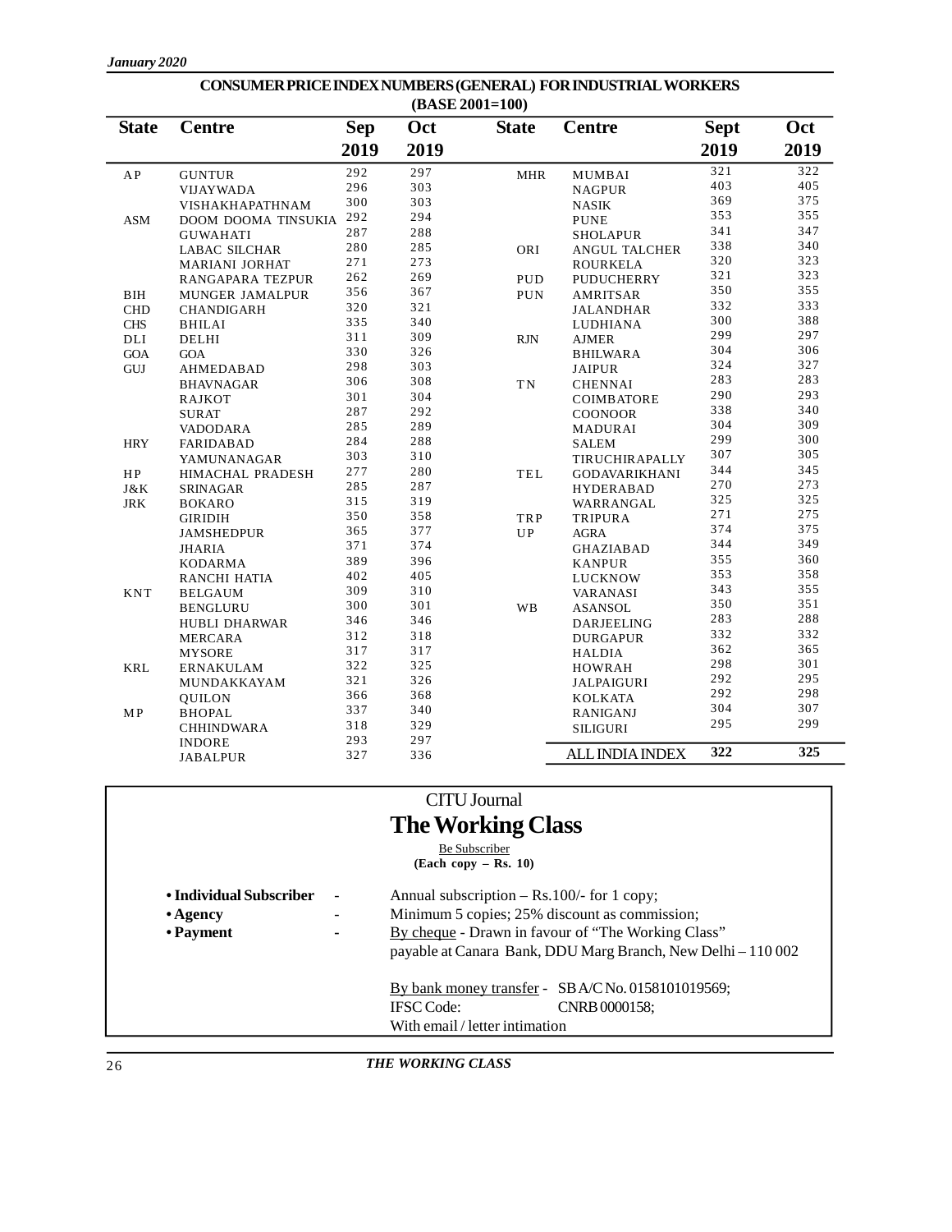## CONSUMER PRICE INDEX NUMBERS (GENERAL) FOR INDUSTRIAL WORKERS (BASE 2001=100)

| State | Centre | Sep 2019 | Oct 2019 |
|---|---|---|---|
| AP | GUNTUR | 292 | 297 |
| | VIJAYWADA | 296 | 303 |
| | VISHAKHAPATHNAM | 300 | 303 |
| ASM | DOOM DOOMA TINSUKIA | 292 | 294 |
| | GUWAHATI | 287 | 288 |
| | LABAC SILCHAR | 280 | 285 |
| | MARIANI JORHAT | 271 | 273 |
| | RANGAPARA TEZPUR | 262 | 269 |
| BIH | MUNGER JAMALPUR | 356 | 367 |
| CHD | CHANDIGARH | 320 | 321 |
| CHS | BHILAI | 335 | 340 |
| DLI | DELHI | 311 | 309 |
| GOA | GOA | 330 | 326 |
| GUJ | AHMEDABAD | 298 | 303 |
| | BHAVNAGAR | 306 | 308 |
| | RAJKOT | 301 | 304 |
| | SURAT | 287 | 292 |
| | VADODARA | 285 | 289 |
| HRY | FARIDABAD | 284 | 288 |
| | YAMUNANAGAR | 303 | 310 |
| HP | HIMACHAL PRADESH | 277 | 280 |
| J&K | SRINAGAR | 285 | 287 |
| JRK | BOKARO | 315 | 319 |
| | GIRIDIH | 350 | 358 |
| | JAMSHEDPUR | 365 | 377 |
| | JHARIA | 371 | 374 |
| | KODARMA | 389 | 396 |
| | RANCHI HATIA | 402 | 405 |
| KNT | BELGAUM | 309 | 310 |
| | BENGLURU | 300 | 301 |
| | HUBLI DHARWAR | 346 | 346 |
| | MERCARA | 312 | 318 |
| | MYSORE | 317 | 317 |
| KRL | ERNAKULAM | 322 | 325 |
| | MUNDAKKAYAM | 321 | 326 |
| | QUILON | 366 | 368 |
| MP | BHOPAL | 337 | 340 |
| | CHHINDWARA | 318 | 329 |
| | INDORE | 293 | 297 |
| | JABALPUR | 327 | 336 |
| MHR | MUMBAI | 321 | 322 |
| | NAGPUR | 403 | 405 |
| | NASIK | 369 | 375 |
| | PUNE | 353 | 355 |
| | SHOLAPUR | 341 | 347 |
| ORI | ANGUL TALCHER | 338 | 340 |
| | ROURKELA | 320 | 323 |
| PUD | PUDUCHERRY | 321 | 323 |
| PUN | AMRITSAR | 350 | 355 |
| | JALANDHAR | 332 | 333 |
| | LUDHIANA | 300 | 388 |
| RJN | AJMER | 299 | 297 |
| | BHILWARA | 304 | 306 |
| | JAIPUR | 324 | 327 |
| TN | CHENNAI | 283 | 283 |
| | COIMBATORE | 290 | 293 |
| | COONOOR | 338 | 340 |
| | MADURAI | 304 | 309 |
| | SALEM | 299 | 300 |
| | TIRUCHIRAPALLY | 307 | 305 |
| TEL | GODAVARIKHANI | 344 | 345 |
| | HYDERABAD | 270 | 273 |
| | WARRANGAL | 325 | 325 |
| TRP | TRIPURA | 271 | 275 |
| UP | AGRA | 374 | 375 |
| | GHAZIABAD | 344 | 349 |
| | KANPUR | 355 | 360 |
| | LUCKNOW | 353 | 358 |
| | VARANASI | 343 | 355 |
| WB | ASANSOL | 350 | 351 |
| | DARJEELING | 283 | 288 |
| | DURGAPUR | 332 | 332 |
| | HALDIA | 362 | 365 |
| | HOWRAH | 298 | 301 |
| | JALPAIGURI | 292 | 295 |
| | KOLKATA | 292 | 298 |
| | RANIGANJ | 304 | 307 |
| | SILIGURI | 295 | 299 |
| | **ALL INDIA INDEX** | **322** | **325** |

CITU Journal

# The Working Class

Be Subscriber

**(Each copy – Rs. 10)**

- **Individual Subscriber** - Annual subscription – Rs.100/- for 1 copy;
- **Agency** - Minimum 5 copies; 25% discount as commission;
- **Payment** - By cheque - Drawn in favour of "The Working Class" payable at Canara Bank, DDU Marg Branch, New Delhi – 110 002

  By bank money transfer - SB A/C No. 0158101019569;
  IFSC Code: CNRB0000158;
  With email / letter intimation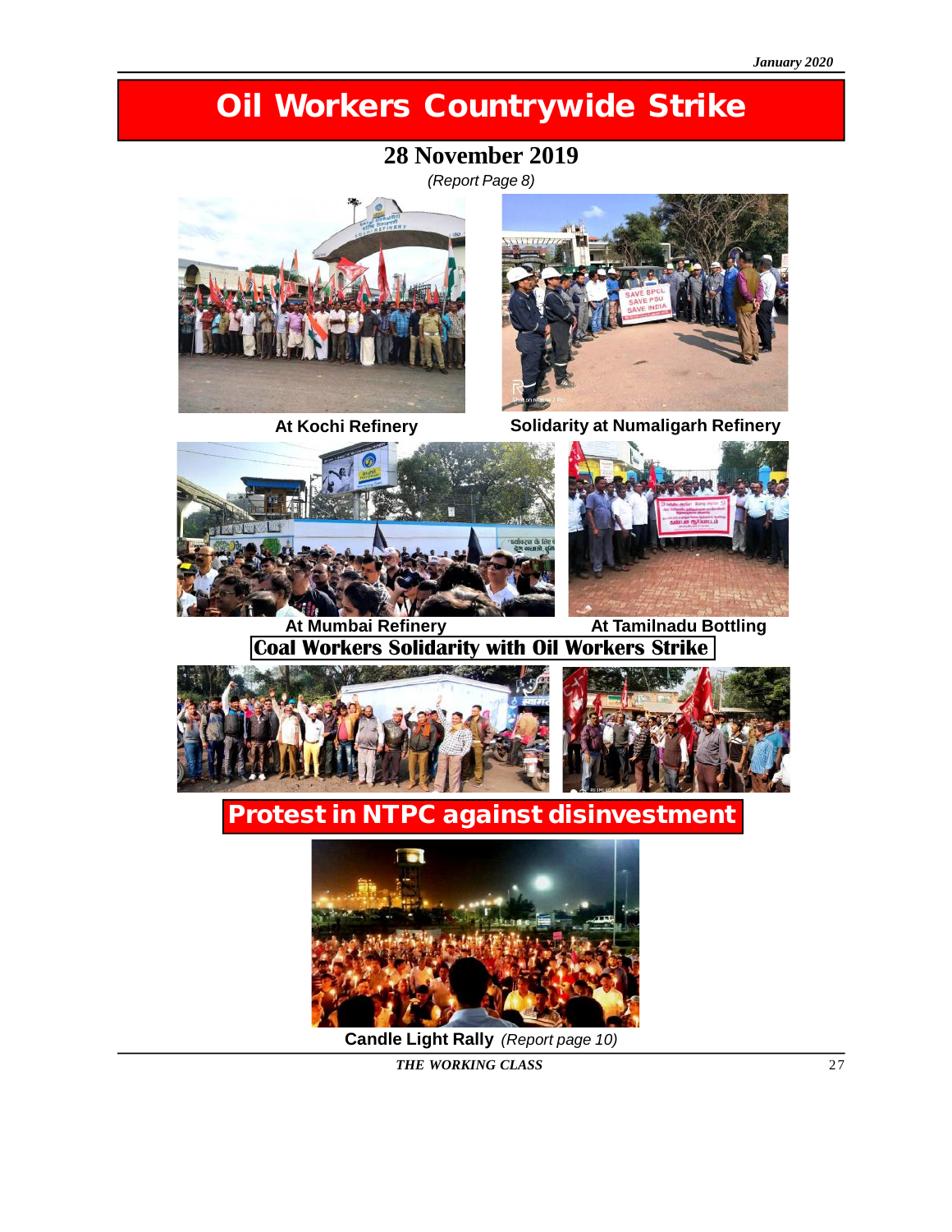# Oil Workers Countrywide Strike

## 28 November 2019

*(Report Page 8)*

At Kochi Refinery

Solidarity at Numaligarh Refinery

At Mumbai Refinery

At Tamilnadu Bottling

## Coal Workers Solidarity with Oil Workers Strike

## Protest in NTPC against disinvestment

**Candle Light Rally** *(Report page 10)*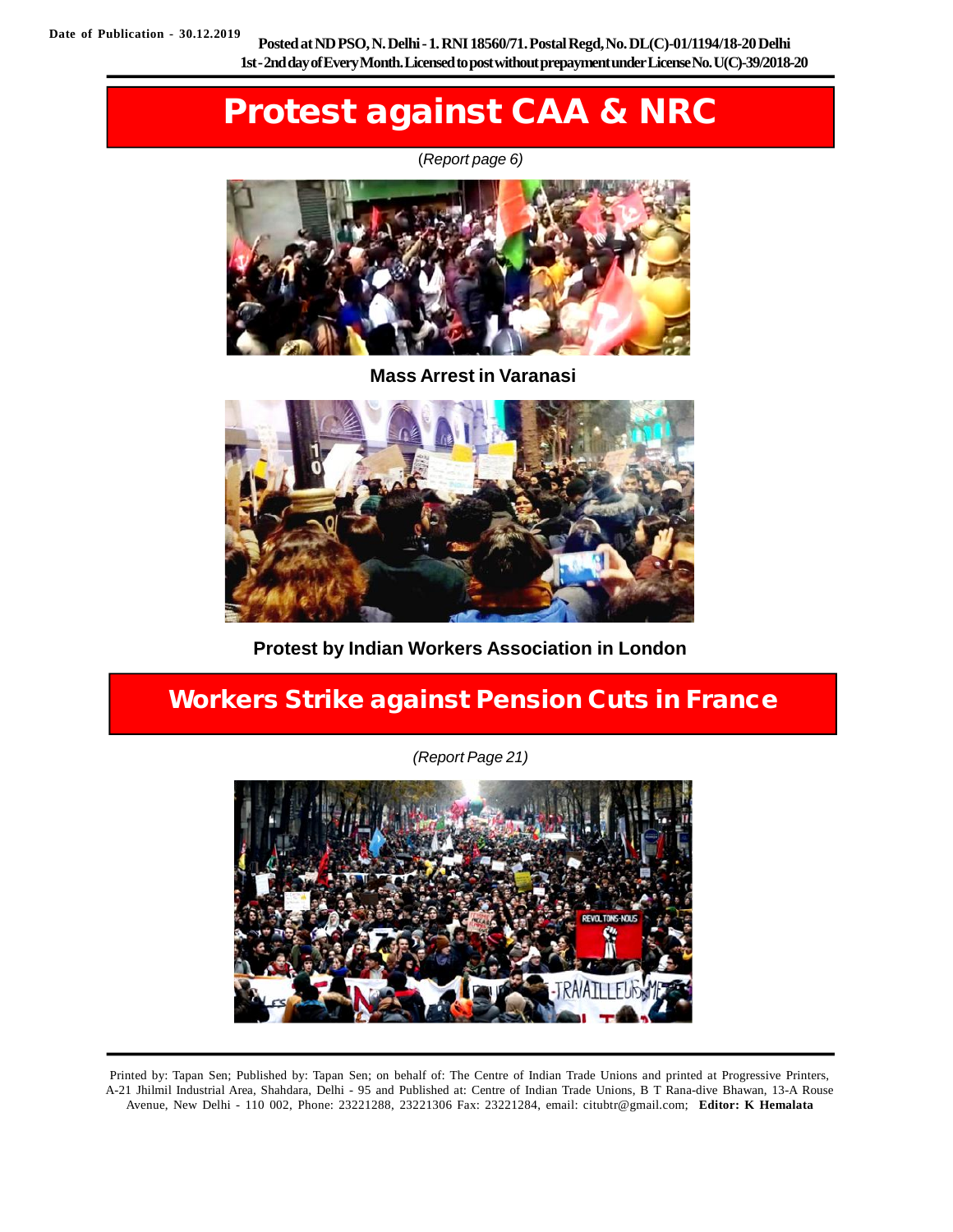Date of Publication - 30.12.2019

Posted at ND PSO, N. Delhi - 1. RNI 18560/71. Postal Regd, No. DL(C)-01/1194/18-20 Delhi
1st - 2nd day of Every Month. Licensed to post without prepayment under License No. U(C)-39/2018-20

# Protest against CAA & NRC

(*Report page 6)*

**Mass Arrest in Varanasi**

**Protest by Indian Workers Association in London**

# Workers Strike against Pension Cuts in France

*(Report Page 21)*

Printed by: Tapan Sen; Published by: Tapan Sen; on behalf of: The Centre of Indian Trade Unions and printed at Progressive Printers, A-21 Jhilmil Industrial Area, Shahdara, Delhi - 95 and Published at: Centre of Indian Trade Unions, B T Rana-dive Bhawan, 13-A Rouse Avenue, New Delhi - 110 002, Phone: 23221288, 23221306 Fax: 23221284, email: citubtr@gmail.com; **Editor: K Hemalata**